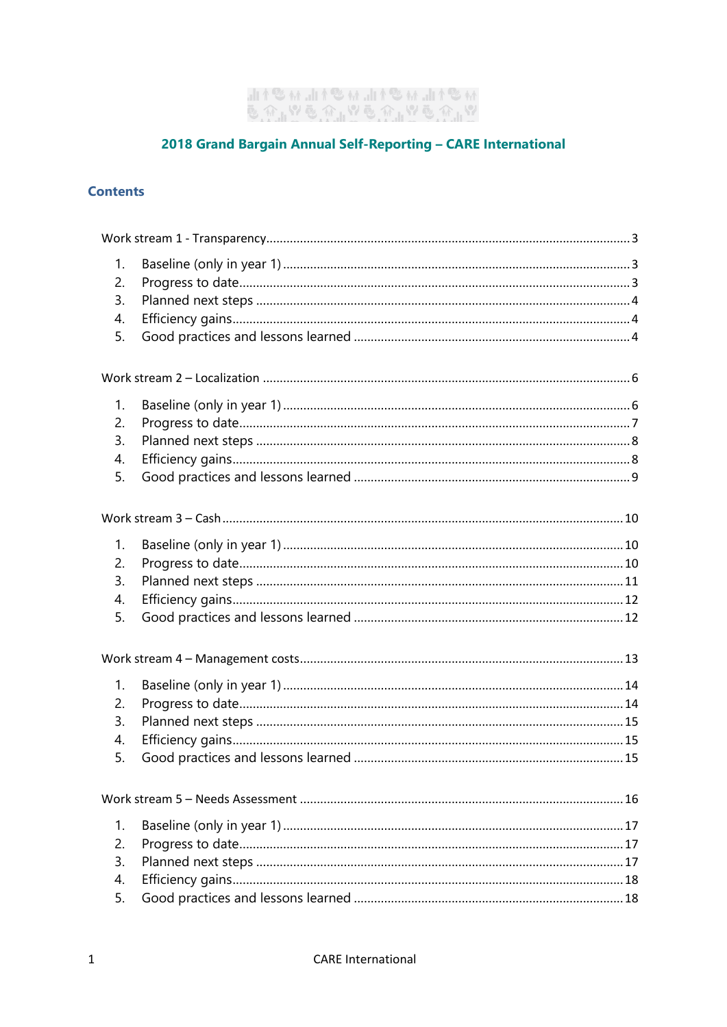# 2018 Grand Bargain Annual Self-Reporting – CARE International

## Contents

Work stream 1 - Transparency........................................................................................3

1. Baseline (only in year 1)........................................................................................3
2. Progress to date........................................................................................3
3. Planned next steps........................................................................................4
4. Efficiency gains........................................................................................4
5. Good practices and lessons learned........................................................................................4

Work stream 2 – Localization........................................................................................6

1. Baseline (only in year 1)........................................................................................6
2. Progress to date........................................................................................7
3. Planned next steps........................................................................................8
4. Efficiency gains........................................................................................8
5. Good practices and lessons learned........................................................................................9

Work stream 3 – Cash........................................................................................10

1. Baseline (only in year 1)........................................................................................10
2. Progress to date........................................................................................10
3. Planned next steps........................................................................................11
4. Efficiency gains........................................................................................12
5. Good practices and lessons learned........................................................................................12

Work stream 4 – Management costs........................................................................................13

1. Baseline (only in year 1)........................................................................................14
2. Progress to date........................................................................................14
3. Planned next steps........................................................................................15
4. Efficiency gains........................................................................................15
5. Good practices and lessons learned........................................................................................15

Work stream 5 – Needs Assessment........................................................................................16

1. Baseline (only in year 1)........................................................................................17
2. Progress to date........................................................................................17
3. Planned next steps........................................................................................17
4. Efficiency gains........................................................................................18
5. Good practices and lessons learned........................................................................................18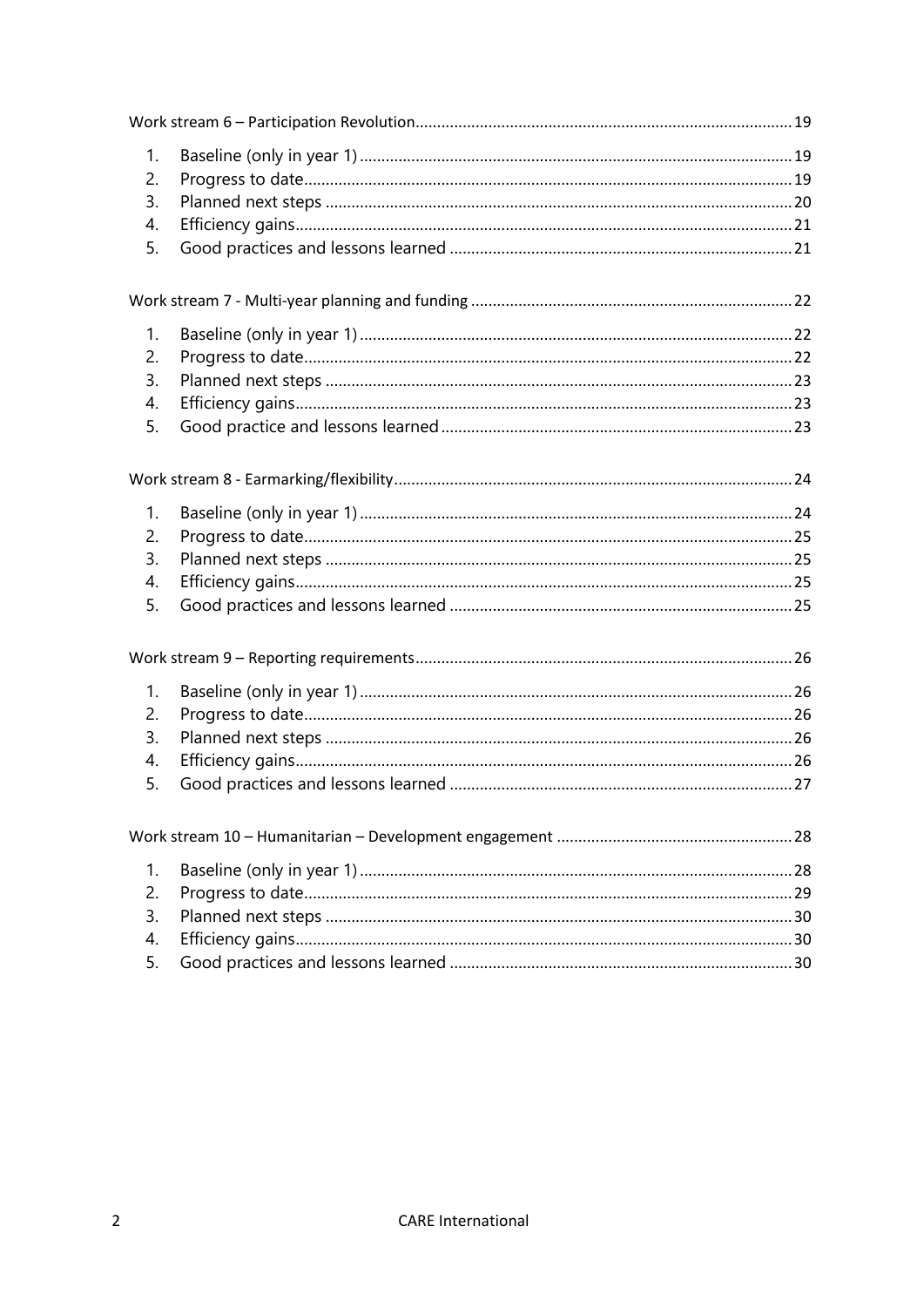Work stream 6 – Participation Revolution 19

1. Baseline (only in year 1) 19
2. Progress to date 19
3. Planned next steps 20
4. Efficiency gains 21
5. Good practices and lessons learned 21

Work stream 7 - Multi-year planning and funding 22

1. Baseline (only in year 1) 22
2. Progress to date 22
3. Planned next steps 23
4. Efficiency gains 23
5. Good practice and lessons learned 23

Work stream 8 - Earmarking/flexibility 24

1. Baseline (only in year 1) 24
2. Progress to date 25
3. Planned next steps 25
4. Efficiency gains 25
5. Good practices and lessons learned 25

Work stream 9 – Reporting requirements 26

1. Baseline (only in year 1) 26
2. Progress to date 26
3. Planned next steps 26
4. Efficiency gains 26
5. Good practices and lessons learned 27

Work stream 10 – Humanitarian – Development engagement 28

1. Baseline (only in year 1) 28
2. Progress to date 29
3. Planned next steps 30
4. Efficiency gains 30
5. Good practices and lessons learned 30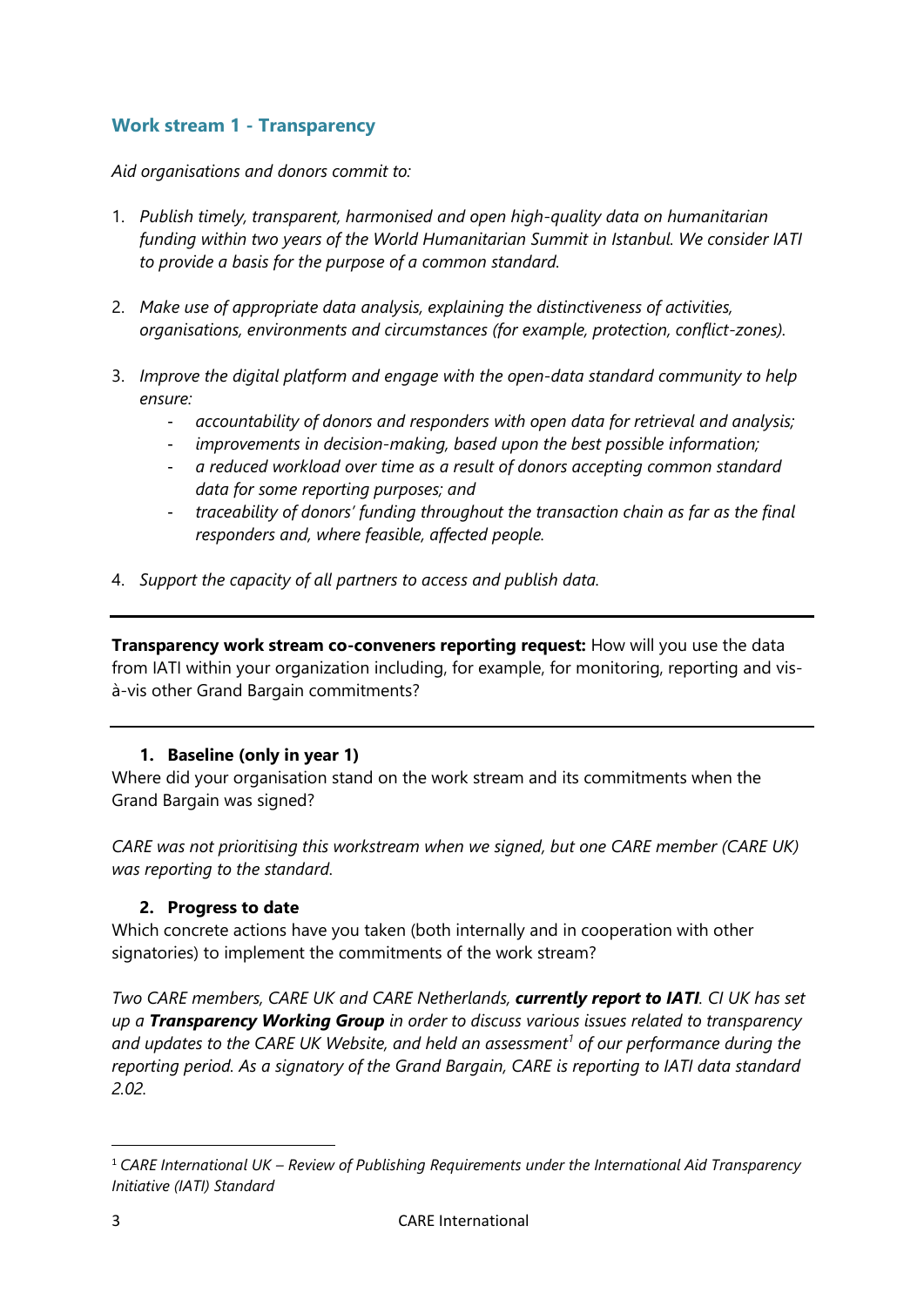## Work stream 1 - Transparency

*Aid organisations and donors commit to:*

1. *Publish timely, transparent, harmonised and open high-quality data on humanitarian funding within two years of the World Humanitarian Summit in Istanbul. We consider IATI to provide a basis for the purpose of a common standard.*

2. *Make use of appropriate data analysis, explaining the distinctiveness of activities, organisations, environments and circumstances (for example, protection, conflict-zones).*

3. *Improve the digital platform and engage with the open-data standard community to help ensure:*
   - *accountability of donors and responders with open data for retrieval and analysis;*
   - *improvements in decision-making, based upon the best possible information;*
   - *a reduced workload over time as a result of donors accepting common standard data for some reporting purposes; and*
   - *traceability of donors' funding throughout the transaction chain as far as the final responders and, where feasible, affected people.*

4. *Support the capacity of all partners to access and publish data.*

---

**Transparency work stream co-conveners reporting request:** How will you use the data from IATI within your organization including, for example, for monitoring, reporting and vis-à-vis other Grand Bargain commitments?

---

### 1. Baseline (only in year 1)

Where did your organisation stand on the work stream and its commitments when the Grand Bargain was signed?

*CARE was not prioritising this workstream when we signed, but one CARE member (CARE UK) was reporting to the standard.*

### 2. Progress to date

Which concrete actions have you taken (both internally and in cooperation with other signatories) to implement the commitments of the work stream?

*Two CARE members, CARE UK and CARE Netherlands,* ***currently report to IATI****. CI UK has set up a* ***Transparency Working Group*** *in order to discuss various issues related to transparency and updates to the CARE UK Website, and held an assessment*[1] *of our performance during the reporting period. As a signatory of the Grand Bargain, CARE is reporting to IATI data standard 2.02.*

---

[1] *CARE International UK – Review of Publishing Requirements under the International Aid Transparency Initiative (IATI) Standard*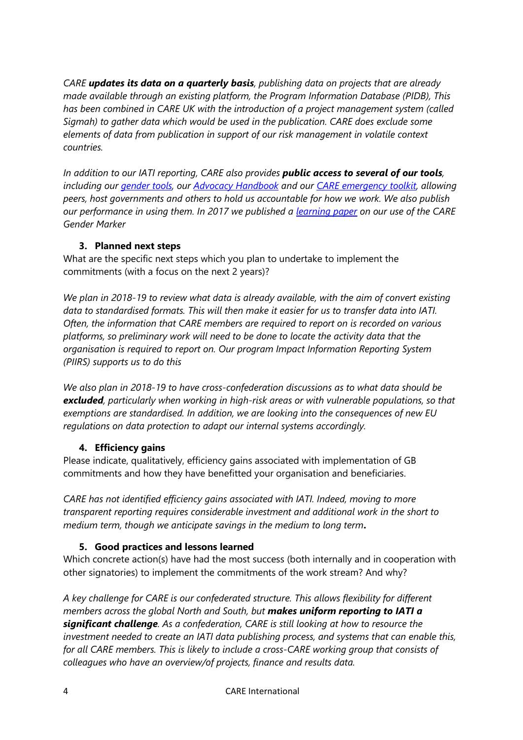*CARE **updates its data on a quarterly basis**, publishing data on projects that are already made available through an existing platform, the Program Information Database (PIDB), This has been combined in CARE UK with the introduction of a project management system (called Sigmah) to gather data which would be used in the publication. CARE does exclude some elements of data from publication in support of our risk management in volatile context countries.*

*In addition to our IATI reporting, CARE also provides **public access to several of our tools**, including our gender tools, our Advocacy Handbook and our CARE emergency toolkit, allowing peers, host governments and others to hold us accountable for how we work. We also publish our performance in using them. In 2017 we published a learning paper on our use of the CARE Gender Marker*

### 3. Planned next steps

What are the specific next steps which you plan to undertake to implement the commitments (with a focus on the next 2 years)?

*We plan in 2018-19 to review what data is already available, with the aim of convert existing data to standardised formats. This will then make it easier for us to transfer data into IATI. Often, the information that CARE members are required to report on is recorded on various platforms, so preliminary work will need to be done to locate the activity data that the organisation is required to report on. Our program Impact Information Reporting System (PIIRS) supports us to do this*

*We also plan in 2018-19 to have cross-confederation discussions as to what data should be **excluded**, particularly when working in high-risk areas or with vulnerable populations, so that exemptions are standardised. In addition, we are looking into the consequences of new EU regulations on data protection to adapt our internal systems accordingly.*

### 4. Efficiency gains

Please indicate, qualitatively, efficiency gains associated with implementation of GB commitments and how they have benefitted your organisation and beneficiaries.

*CARE has not identified efficiency gains associated with IATI. Indeed, moving to more transparent reporting requires considerable investment and additional work in the short to medium term, though we anticipate savings in the medium to long term**.***

### 5. Good practices and lessons learned

Which concrete action(s) have had the most success (both internally and in cooperation with other signatories) to implement the commitments of the work stream? And why?

*A key challenge for CARE is our confederated structure. This allows flexibility for different members across the global North and South, but **makes uniform reporting to IATI a significant challenge**. As a confederation, CARE is still looking at how to resource the investment needed to create an IATI data publishing process, and systems that can enable this, for all CARE members. This is likely to include a cross-CARE working group that consists of colleagues who have an overview/of projects, finance and results data.*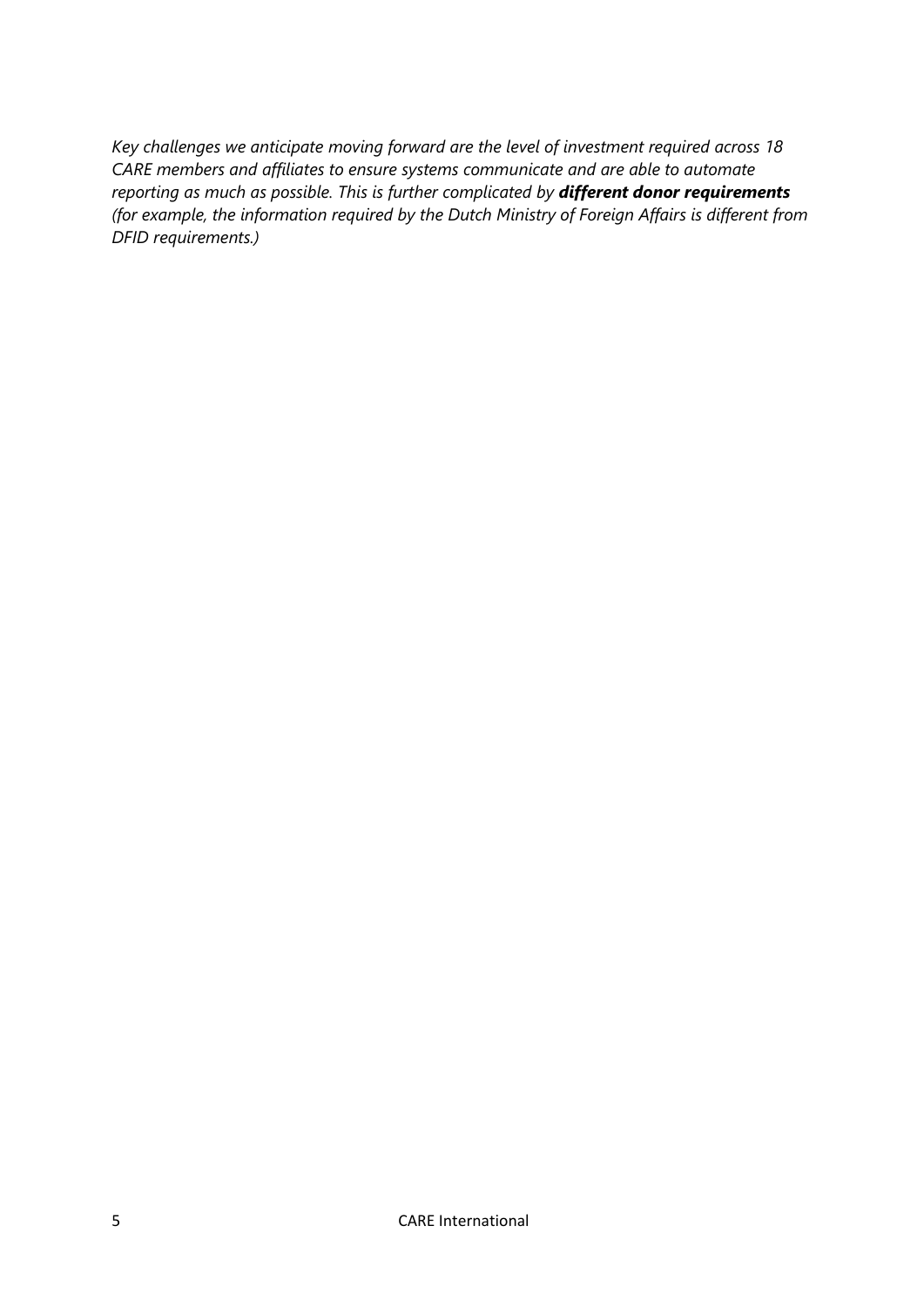*Key challenges we anticipate moving forward are the level of investment required across 18 CARE members and affiliates to ensure systems communicate and are able to automate reporting as much as possible. This is further complicated by **different donor requirements** (for example, the information required by the Dutch Ministry of Foreign Affairs is different from DFID requirements.)*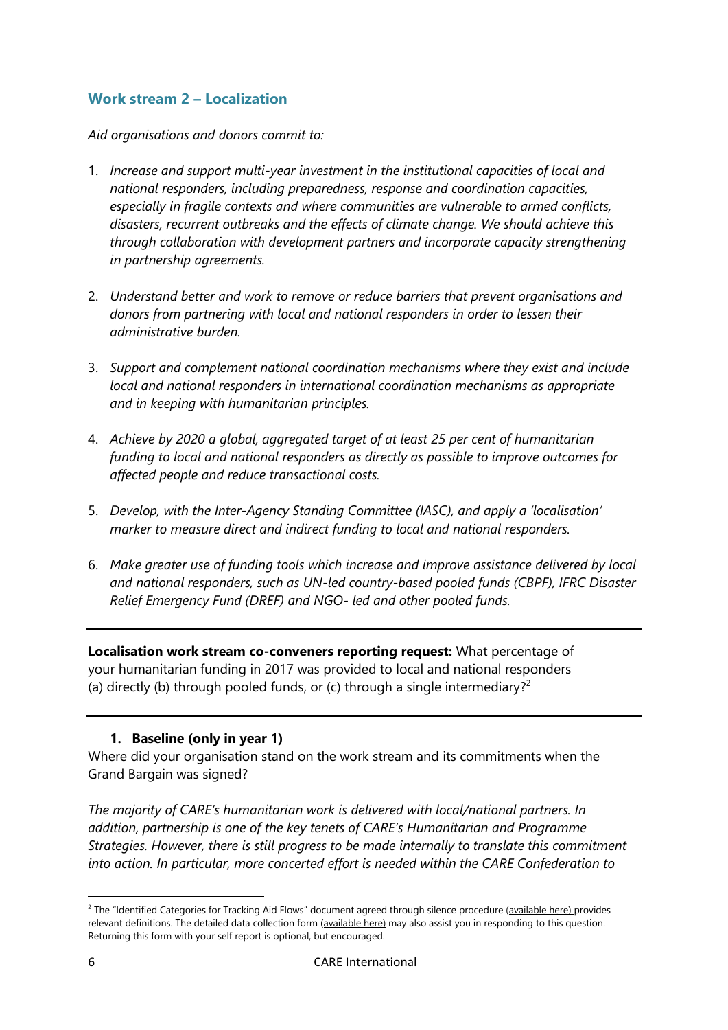## Work stream 2 – Localization

*Aid organisations and donors commit to:*

1. *Increase and support multi-year investment in the institutional capacities of local and national responders, including preparedness, response and coordination capacities, especially in fragile contexts and where communities are vulnerable to armed conflicts, disasters, recurrent outbreaks and the effects of climate change. We should achieve this through collaboration with development partners and incorporate capacity strengthening in partnership agreements.*

2. *Understand better and work to remove or reduce barriers that prevent organisations and donors from partnering with local and national responders in order to lessen their administrative burden.*

3. *Support and complement national coordination mechanisms where they exist and include local and national responders in international coordination mechanisms as appropriate and in keeping with humanitarian principles.*

4. *Achieve by 2020 a global, aggregated target of at least 25 per cent of humanitarian funding to local and national responders as directly as possible to improve outcomes for affected people and reduce transactional costs.*

5. *Develop, with the Inter-Agency Standing Committee (IASC), and apply a 'localisation' marker to measure direct and indirect funding to local and national responders.*

6. *Make greater use of funding tools which increase and improve assistance delivered by local and national responders, such as UN-led country-based pooled funds (CBPF), IFRC Disaster Relief Emergency Fund (DREF) and NGO- led and other pooled funds.*

---

**Localisation work stream co-conveners reporting request:** What percentage of your humanitarian funding in 2017 was provided to local and national responders (a) directly (b) through pooled funds, or (c) through a single intermediary?[2]

---

### 1. Baseline (only in year 1)

Where did your organisation stand on the work stream and its commitments when the Grand Bargain was signed?

*The majority of CARE's humanitarian work is delivered with local/national partners. In addition, partnership is one of the key tenets of CARE's Humanitarian and Programme Strategies. However, there is still progress to be made internally to translate this commitment into action. In particular, more concerted effort is needed within the CARE Confederation to*

---

[2] The "Identified Categories for Tracking Aid Flows" document agreed through silence procedure (available here) provides relevant definitions. The detailed data collection form (available here) may also assist you in responding to this question. Returning this form with your self report is optional, but encouraged.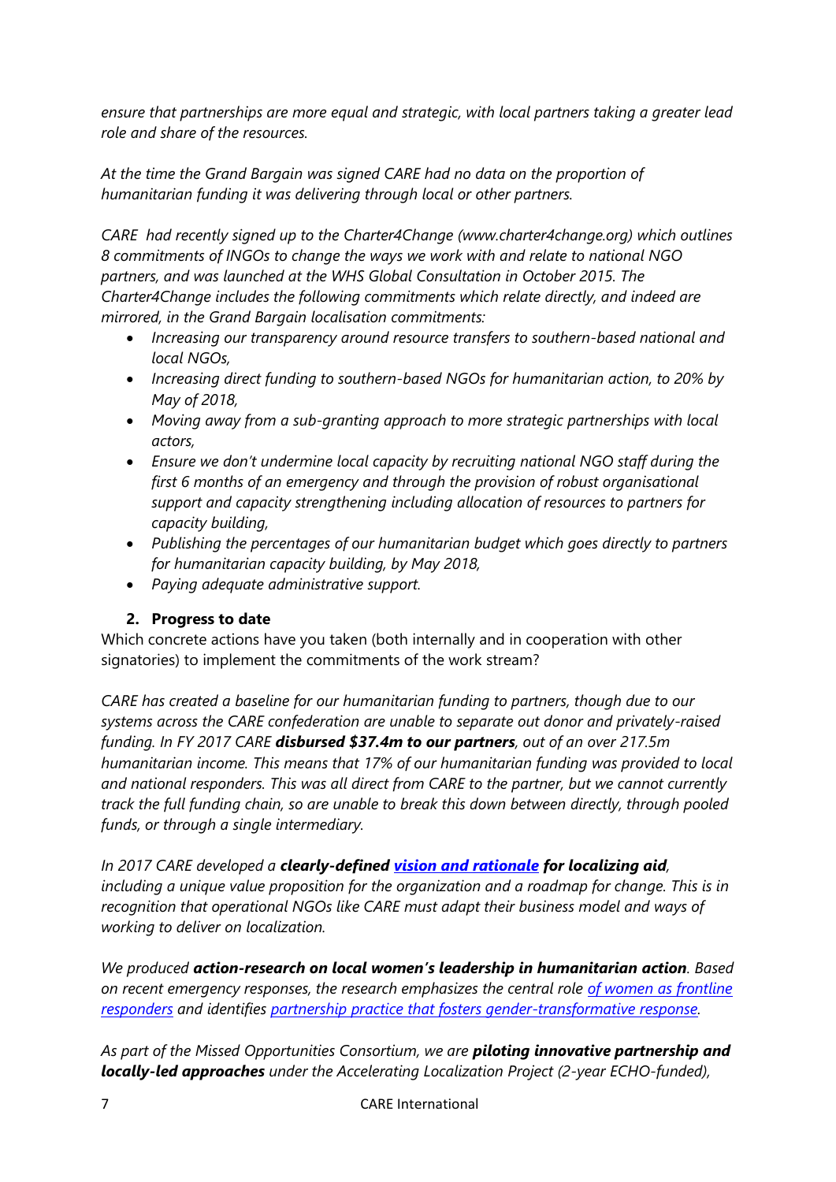*ensure that partnerships are more equal and strategic, with local partners taking a greater lead role and share of the resources.*

*At the time the Grand Bargain was signed CARE had no data on the proportion of humanitarian funding it was delivering through local or other partners.*

*CARE had recently signed up to the Charter4Change (www.charter4change.org) which outlines 8 commitments of INGOs to change the ways we work with and relate to national NGO partners, and was launched at the WHS Global Consultation in October 2015. The Charter4Change includes the following commitments which relate directly, and indeed are mirrored, in the Grand Bargain localisation commitments:*

- *Increasing our transparency around resource transfers to southern-based national and local NGOs,*
- *Increasing direct funding to southern-based NGOs for humanitarian action, to 20% by May of 2018,*
- *Moving away from a sub-granting approach to more strategic partnerships with local actors,*
- *Ensure we don't undermine local capacity by recruiting national NGO staff during the first 6 months of an emergency and through the provision of robust organisational support and capacity strengthening including allocation of resources to partners for capacity building,*
- *Publishing the percentages of our humanitarian budget which goes directly to partners for humanitarian capacity building, by May 2018,*
- *Paying adequate administrative support.*

## 2. Progress to date

Which concrete actions have you taken (both internally and in cooperation with other signatories) to implement the commitments of the work stream?

*CARE has created a baseline for our humanitarian funding to partners, though due to our systems across the CARE confederation are unable to separate out donor and privately-raised funding. In FY 2017 CARE* ***disbursed $37.4m to our partners****, out of an over 217.5m humanitarian income. This means that 17% of our humanitarian funding was provided to local and national responders. This was all direct from CARE to the partner, but we cannot currently track the full funding chain, so are unable to break this down between directly, through pooled funds, or through a single intermediary.*

*In 2017 CARE developed a* ***clearly-defined vision and rationale for localizing aid****, including a unique value proposition for the organization and a roadmap for change. This is in recognition that operational NGOs like CARE must adapt their business model and ways of working to deliver on localization.*

*We produced* ***action-research on local women's leadership in humanitarian action****. Based on recent emergency responses, the research emphasizes the central role of women as frontline responders and identifies partnership practice that fosters gender-transformative response.*

*As part of the Missed Opportunities Consortium, we are* ***piloting innovative partnership and locally-led approaches*** *under the Accelerating Localization Project (2-year ECHO-funded),*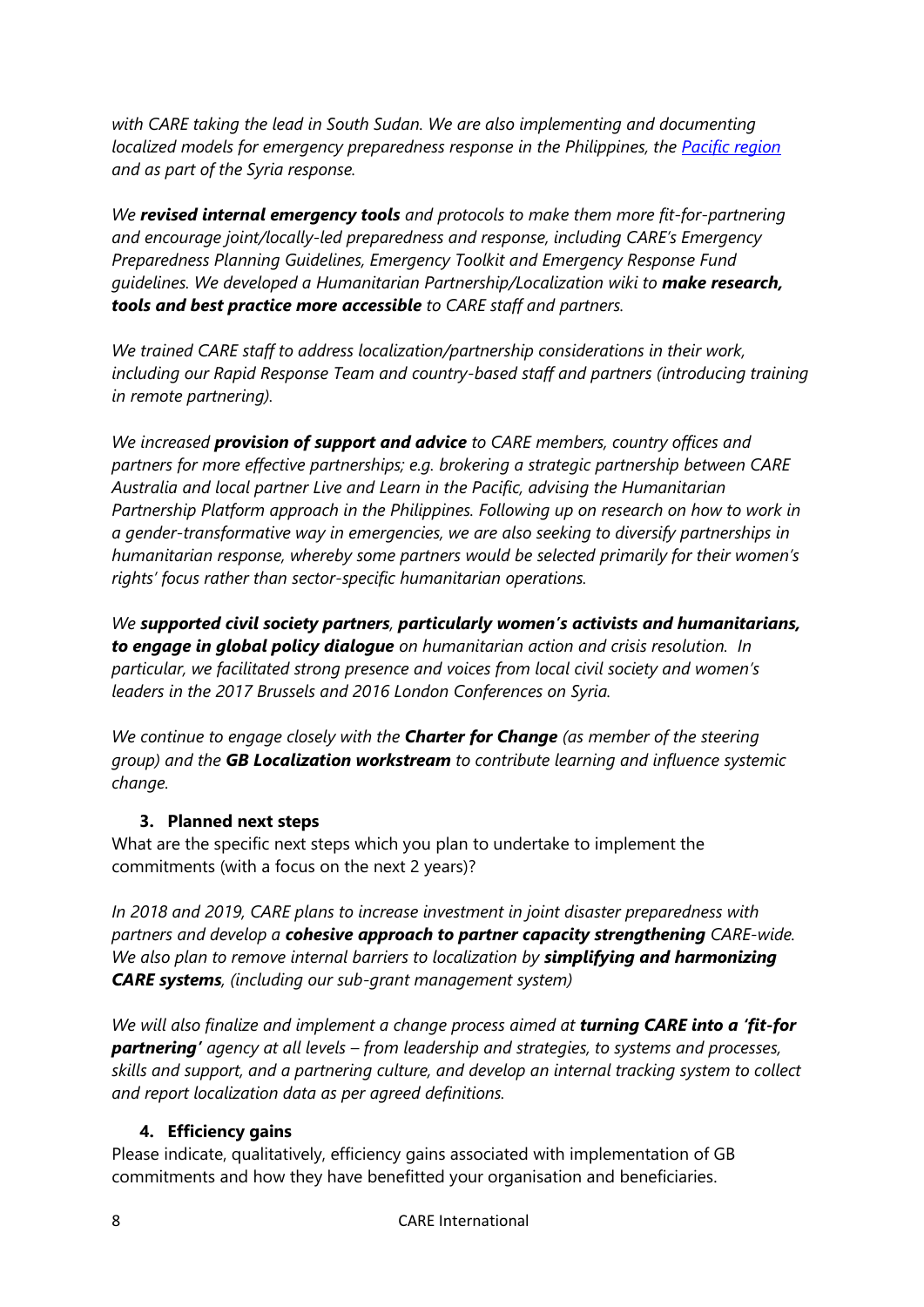*with CARE taking the lead in South Sudan. We are also implementing and documenting localized models for emergency preparedness response in the Philippines, the [Pacific region](#) and as part of the Syria response.*

*We **revised internal emergency tools** and protocols to make them more fit-for-partnering and encourage joint/locally-led preparedness and response, including CARE's Emergency Preparedness Planning Guidelines, Emergency Toolkit and Emergency Response Fund guidelines. We developed a Humanitarian Partnership/Localization wiki to **make research, tools and best practice more accessible** to CARE staff and partners.*

*We trained CARE staff to address localization/partnership considerations in their work, including our Rapid Response Team and country-based staff and partners (introducing training in remote partnering).*

*We increased **provision of support and advice** to CARE members, country offices and partners for more effective partnerships; e.g. brokering a strategic partnership between CARE Australia and local partner Live and Learn in the Pacific, advising the Humanitarian Partnership Platform approach in the Philippines. Following up on research on how to work in a gender-transformative way in emergencies, we are also seeking to diversify partnerships in humanitarian response, whereby some partners would be selected primarily for their women's rights' focus rather than sector-specific humanitarian operations.*

*We **supported civil society partners**, **particularly women's activists and humanitarians, to engage in global policy dialogue** on humanitarian action and crisis resolution. In particular, we facilitated strong presence and voices from local civil society and women's leaders in the 2017 Brussels and 2016 London Conferences on Syria.*

*We continue to engage closely with the **Charter for Change** (as member of the steering group) and the **GB Localization workstream** to contribute learning and influence systemic change.*

### 3. Planned next steps

What are the specific next steps which you plan to undertake to implement the commitments (with a focus on the next 2 years)?

*In 2018 and 2019, CARE plans to increase investment in joint disaster preparedness with partners and develop a **cohesive approach to partner capacity strengthening** CARE-wide. We also plan to remove internal barriers to localization by **simplifying and harmonizing CARE systems**, (including our sub-grant management system)*

*We will also finalize and implement a change process aimed at **turning CARE into a 'fit-for partnering'** agency at all levels – from leadership and strategies, to systems and processes, skills and support, and a partnering culture, and develop an internal tracking system to collect and report localization data as per agreed definitions.*

### 4. Efficiency gains

Please indicate, qualitatively, efficiency gains associated with implementation of GB commitments and how they have benefitted your organisation and beneficiaries.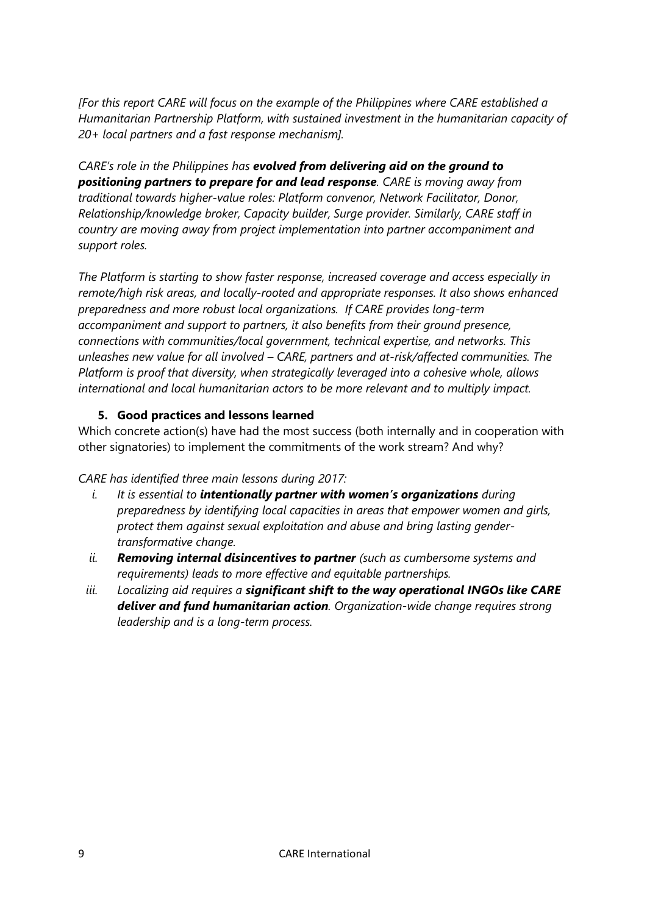*[For this report CARE will focus on the example of the Philippines where CARE established a Humanitarian Partnership Platform, with sustained investment in the humanitarian capacity of 20+ local partners and a fast response mechanism].*

*CARE's role in the Philippines has* ***evolved from delivering aid on the ground to positioning partners to prepare for and lead response****. CARE is moving away from traditional towards higher-value roles: Platform convenor, Network Facilitator, Donor, Relationship/knowledge broker, Capacity builder, Surge provider. Similarly, CARE staff in country are moving away from project implementation into partner accompaniment and support roles.*

*The Platform is starting to show faster response, increased coverage and access especially in remote/high risk areas, and locally-rooted and appropriate responses. It also shows enhanced preparedness and more robust local organizations. If CARE provides long-term accompaniment and support to partners, it also benefits from their ground presence, connections with communities/local government, technical expertise, and networks. This unleashes new value for all involved – CARE, partners and at-risk/affected communities. The Platform is proof that diversity, when strategically leveraged into a cohesive whole, allows international and local humanitarian actors to be more relevant and to multiply impact.*

## 5. Good practices and lessons learned

Which concrete action(s) have had the most success (both internally and in cooperation with other signatories) to implement the commitments of the work stream? And why?

*CARE has identified three main lessons during 2017:*

i. *It is essential to* ***intentionally partner with women's organizations*** *during preparedness by identifying local capacities in areas that empower women and girls, protect them against sexual exploitation and abuse and bring lasting gender-transformative change.*

ii. ***Removing internal disincentives to partner*** *(such as cumbersome systems and requirements) leads to more effective and equitable partnerships.*

iii. *Localizing aid requires a* ***significant shift to the way operational INGOs like CARE deliver and fund humanitarian action****. Organization-wide change requires strong leadership and is a long-term process.*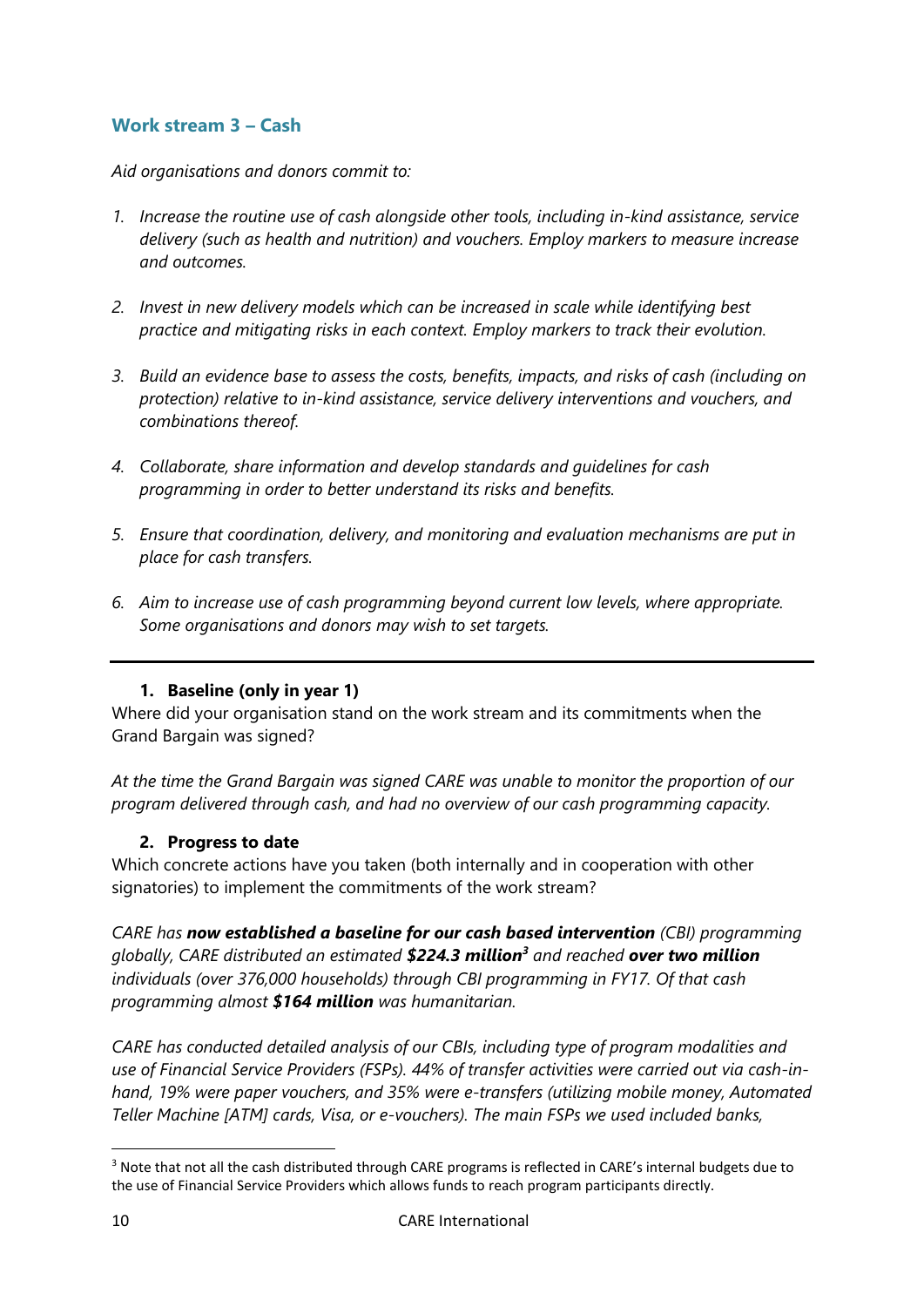## Work stream 3 – Cash

*Aid organisations and donors commit to:*

1. *Increase the routine use of cash alongside other tools, including in-kind assistance, service delivery (such as health and nutrition) and vouchers. Employ markers to measure increase and outcomes.*

2. *Invest in new delivery models which can be increased in scale while identifying best practice and mitigating risks in each context. Employ markers to track their evolution.*

3. *Build an evidence base to assess the costs, benefits, impacts, and risks of cash (including on protection) relative to in-kind assistance, service delivery interventions and vouchers, and combinations thereof.*

4. *Collaborate, share information and develop standards and guidelines for cash programming in order to better understand its risks and benefits.*

5. *Ensure that coordination, delivery, and monitoring and evaluation mechanisms are put in place for cash transfers.*

6. *Aim to increase use of cash programming beyond current low levels, where appropriate. Some organisations and donors may wish to set targets.*

---

### 1. Baseline (only in year 1)

Where did your organisation stand on the work stream and its commitments when the Grand Bargain was signed?

*At the time the Grand Bargain was signed CARE was unable to monitor the proportion of our program delivered through cash, and had no overview of our cash programming capacity.*

### 2. Progress to date

Which concrete actions have you taken (both internally and in cooperation with other signatories) to implement the commitments of the work stream?

*CARE has **now established a baseline for our cash based intervention** (CBI) programming globally, CARE distributed an estimated **$224.3 million**[3] and reached **over two million** individuals (over 376,000 households) through CBI programming in FY17. Of that cash programming almost **$164 million** was humanitarian.*

*CARE has conducted detailed analysis of our CBIs, including type of program modalities and use of Financial Service Providers (FSPs). 44% of transfer activities were carried out via cash-in-hand, 19% were paper vouchers, and 35% were e-transfers (utilizing mobile money, Automated Teller Machine [ATM] cards, Visa, or e-vouchers). The main FSPs we used included banks,*

[3] Note that not all the cash distributed through CARE programs is reflected in CARE's internal budgets due to the use of Financial Service Providers which allows funds to reach program participants directly.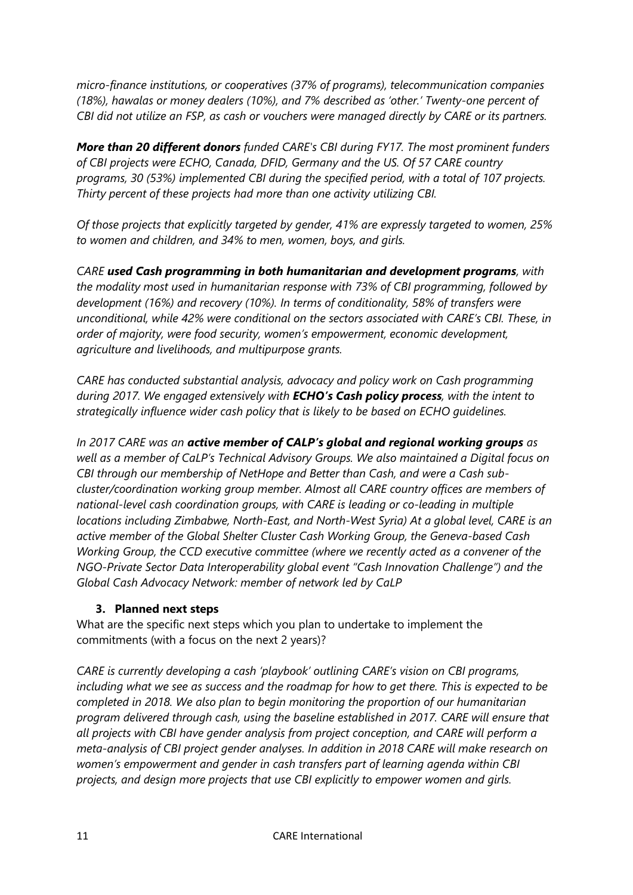*micro-finance institutions, or cooperatives (37% of programs), telecommunication companies (18%), hawalas or money dealers (10%), and 7% described as 'other.' Twenty-one percent of CBI did not utilize an FSP, as cash or vouchers were managed directly by CARE or its partners.*

***More than 20 different donors*** *funded CARE's CBI during FY17. The most prominent funders of CBI projects were ECHO, Canada, DFID, Germany and the US. Of 57 CARE country programs, 30 (53%) implemented CBI during the specified period, with a total of 107 projects. Thirty percent of these projects had more than one activity utilizing CBI.*

*Of those projects that explicitly targeted by gender, 41% are expressly targeted to women, 25% to women and children, and 34% to men, women, boys, and girls.*

*CARE* ***used Cash programming in both humanitarian and development programs****, with the modality most used in humanitarian response with 73% of CBI programming, followed by development (16%) and recovery (10%). In terms of conditionality, 58% of transfers were unconditional, while 42% were conditional on the sectors associated with CARE's CBI. These, in order of majority, were food security, women's empowerment, economic development, agriculture and livelihoods, and multipurpose grants.*

*CARE has conducted substantial analysis, advocacy and policy work on Cash programming during 2017. We engaged extensively with* ***ECHO's Cash policy process****, with the intent to strategically influence wider cash policy that is likely to be based on ECHO guidelines.*

*In 2017 CARE was an* ***active member of CALP's global and regional working groups*** *as well as a member of CaLP's Technical Advisory Groups. We also maintained a Digital focus on CBI through our membership of NetHope and Better than Cash, and were a Cash sub-cluster/coordination working group member. Almost all CARE country offices are members of national-level cash coordination groups, with CARE is leading or co-leading in multiple locations including Zimbabwe, North-East, and North-West Syria) At a global level, CARE is an active member of the Global Shelter Cluster Cash Working Group, the Geneva-based Cash Working Group, the CCD executive committee (where we recently acted as a convener of the NGO-Private Sector Data Interoperability global event "Cash Innovation Challenge") and the Global Cash Advocacy Network: member of network led by CaLP*

### 3. Planned next steps

What are the specific next steps which you plan to undertake to implement the commitments (with a focus on the next 2 years)?

*CARE is currently developing a cash 'playbook' outlining CARE's vision on CBI programs, including what we see as success and the roadmap for how to get there. This is expected to be completed in 2018. We also plan to begin monitoring the proportion of our humanitarian program delivered through cash, using the baseline established in 2017. CARE will ensure that all projects with CBI have gender analysis from project conception, and CARE will perform a meta-analysis of CBI project gender analyses. In addition in 2018 CARE will make research on women's empowerment and gender in cash transfers part of learning agenda within CBI projects, and design more projects that use CBI explicitly to empower women and girls.*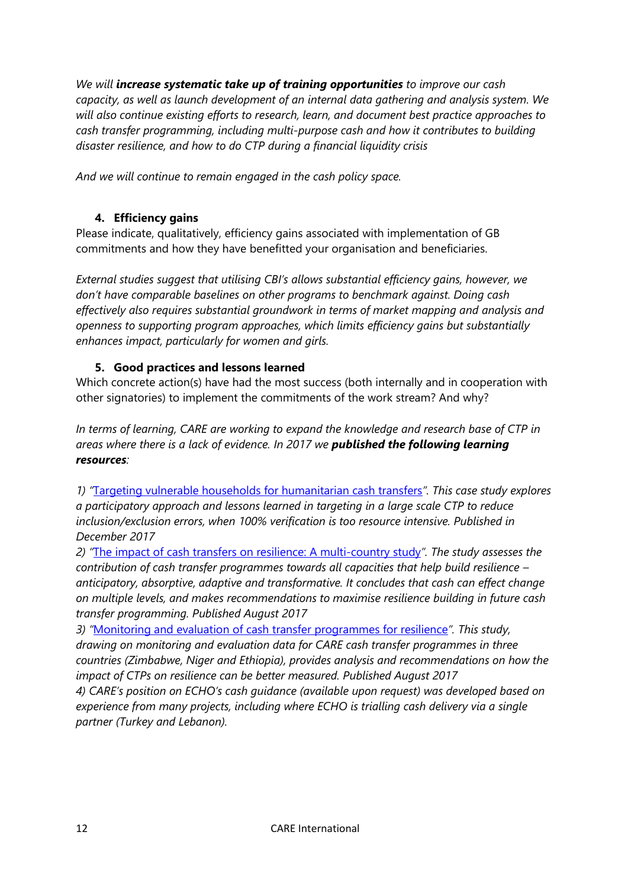*We will **increase systematic take up of training opportunities** to improve our cash capacity, as well as launch development of an internal data gathering and analysis system. We will also continue existing efforts to research, learn, and document best practice approaches to cash transfer programming, including multi-purpose cash and how it contributes to building disaster resilience, and how to do CTP during a financial liquidity crisis*

*And we will continue to remain engaged in the cash policy space.*

### 4. Efficiency gains

Please indicate, qualitatively, efficiency gains associated with implementation of GB commitments and how they have benefitted your organisation and beneficiaries.

*External studies suggest that utilising CBI's allows substantial efficiency gains, however, we don't have comparable baselines on other programs to benchmark against. Doing cash effectively also requires substantial groundwork in terms of market mapping and analysis and openness to supporting program approaches, which limits efficiency gains but substantially enhances impact, particularly for women and girls.*

### 5. Good practices and lessons learned

Which concrete action(s) have had the most success (both internally and in cooperation with other signatories) to implement the commitments of the work stream? And why?

*In terms of learning, CARE are working to expand the knowledge and research base of CTP in areas where there is a lack of evidence. In 2017 we **published the following learning resources**:*

*1) "Targeting vulnerable households for humanitarian cash transfers". This case study explores a participatory approach and lessons learned in targeting in a large scale CTP to reduce inclusion/exclusion errors, when 100% verification is too resource intensive. Published in December 2017*

*2) "The impact of cash transfers on resilience: A multi-country study". The study assesses the contribution of cash transfer programmes towards all capacities that help build resilience – anticipatory, absorptive, adaptive and transformative. It concludes that cash can effect change on multiple levels, and makes recommendations to maximise resilience building in future cash transfer programming. Published August 2017*

*3) "Monitoring and evaluation of cash transfer programmes for resilience". This study, drawing on monitoring and evaluation data for CARE cash transfer programmes in three countries (Zimbabwe, Niger and Ethiopia), provides analysis and recommendations on how the impact of CTPs on resilience can be better measured. Published August 2017*

*4) CARE's position on ECHO's cash guidance (available upon request) was developed based on experience from many projects, including where ECHO is trialling cash delivery via a single partner (Turkey and Lebanon).*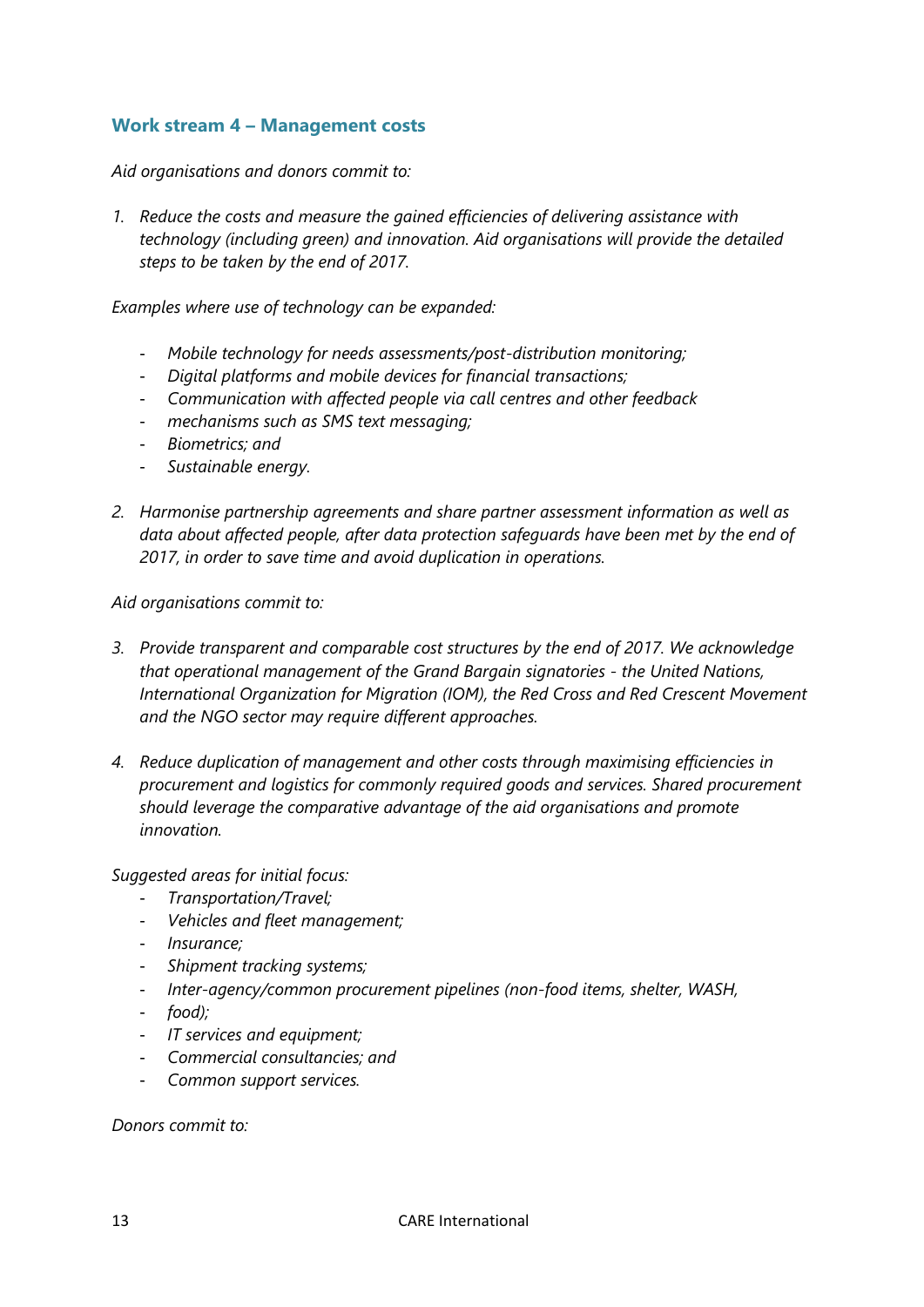### Work stream 4 – Management costs

*Aid organisations and donors commit to:*

1. *Reduce the costs and measure the gained efficiencies of delivering assistance with technology (including green) and innovation. Aid organisations will provide the detailed steps to be taken by the end of 2017.*

*Examples where use of technology can be expanded:*

- *Mobile technology for needs assessments/post-distribution monitoring;*
- *Digital platforms and mobile devices for financial transactions;*
- *Communication with affected people via call centres and other feedback*
- *mechanisms such as SMS text messaging;*
- *Biometrics; and*
- *Sustainable energy.*

2. *Harmonise partnership agreements and share partner assessment information as well as data about affected people, after data protection safeguards have been met by the end of 2017, in order to save time and avoid duplication in operations.*

*Aid organisations commit to:*

3. *Provide transparent and comparable cost structures by the end of 2017. We acknowledge that operational management of the Grand Bargain signatories - the United Nations, International Organization for Migration (IOM), the Red Cross and Red Crescent Movement and the NGO sector may require different approaches.*

4. *Reduce duplication of management and other costs through maximising efficiencies in procurement and logistics for commonly required goods and services. Shared procurement should leverage the comparative advantage of the aid organisations and promote innovation.*

*Suggested areas for initial focus:*

- *Transportation/Travel;*
- *Vehicles and fleet management;*
- *Insurance;*
- *Shipment tracking systems;*
- *Inter-agency/common procurement pipelines (non-food items, shelter, WASH,*
- *food);*
- *IT services and equipment;*
- *Commercial consultancies; and*
- *Common support services.*

*Donors commit to:*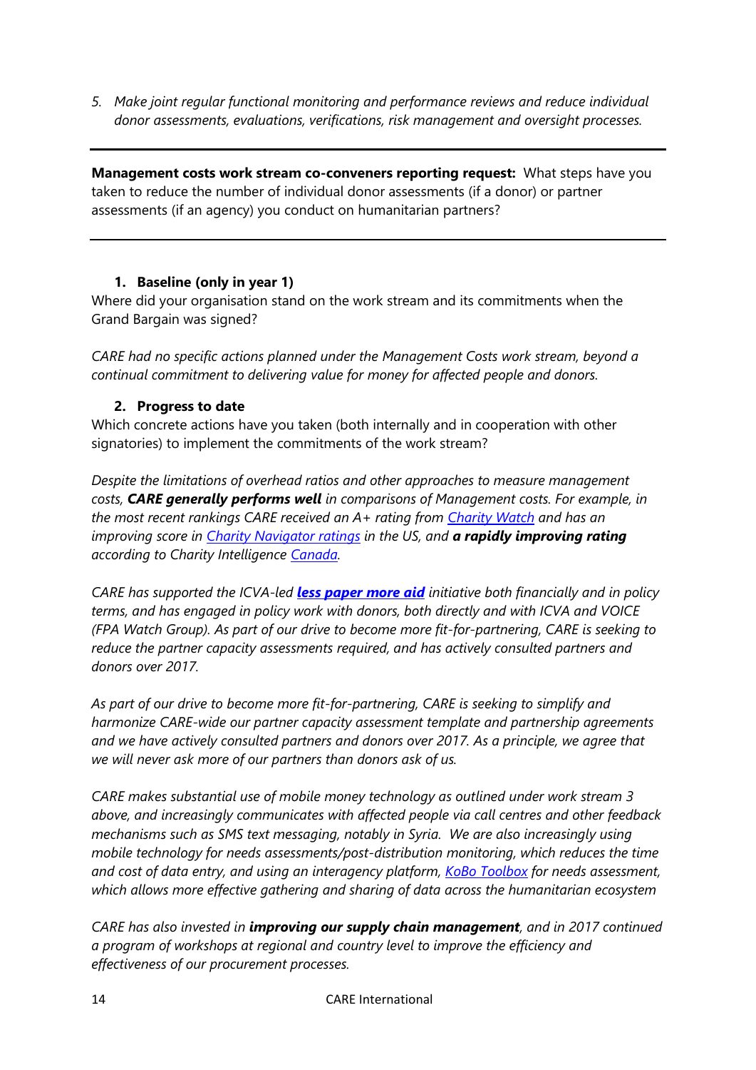5. *Make joint regular functional monitoring and performance reviews and reduce individual donor assessments, evaluations, verifications, risk management and oversight processes.*

---

**Management costs work stream co-conveners reporting request:** What steps have you taken to reduce the number of individual donor assessments (if a donor) or partner assessments (if an agency) you conduct on humanitarian partners?

---

1. **Baseline (only in year 1)**

Where did your organisation stand on the work stream and its commitments when the Grand Bargain was signed?

*CARE had no specific actions planned under the Management Costs work stream, beyond a continual commitment to delivering value for money for affected people and donors.*

2. **Progress to date**

Which concrete actions have you taken (both internally and in cooperation with other signatories) to implement the commitments of the work stream?

*Despite the limitations of overhead ratios and other approaches to measure management costs, **CARE generally performs well** in comparisons of Management costs. For example, in the most recent rankings CARE received an A+ rating from Charity Watch and has an improving score in Charity Navigator ratings in the US, and **a rapidly improving rating** according to Charity Intelligence Canada.*

*CARE has supported the ICVA-led **less paper more aid** initiative both financially and in policy terms, and has engaged in policy work with donors, both directly and with ICVA and VOICE (FPA Watch Group). As part of our drive to become more fit-for-partnering, CARE is seeking to reduce the partner capacity assessments required, and has actively consulted partners and donors over 2017.*

*As part of our drive to become more fit-for-partnering, CARE is seeking to simplify and harmonize CARE-wide our partner capacity assessment template and partnership agreements and we have actively consulted partners and donors over 2017. As a principle, we agree that we will never ask more of our partners than donors ask of us.*

*CARE makes substantial use of mobile money technology as outlined under work stream 3 above, and increasingly communicates with affected people via call centres and other feedback mechanisms such as SMS text messaging, notably in Syria. We are also increasingly using mobile technology for needs assessments/post-distribution monitoring, which reduces the time and cost of data entry, and using an interagency platform, KoBo Toolbox for needs assessment, which allows more effective gathering and sharing of data across the humanitarian ecosystem*

*CARE has also invested in **improving our supply chain management**, and in 2017 continued a program of workshops at regional and country level to improve the efficiency and effectiveness of our procurement processes.*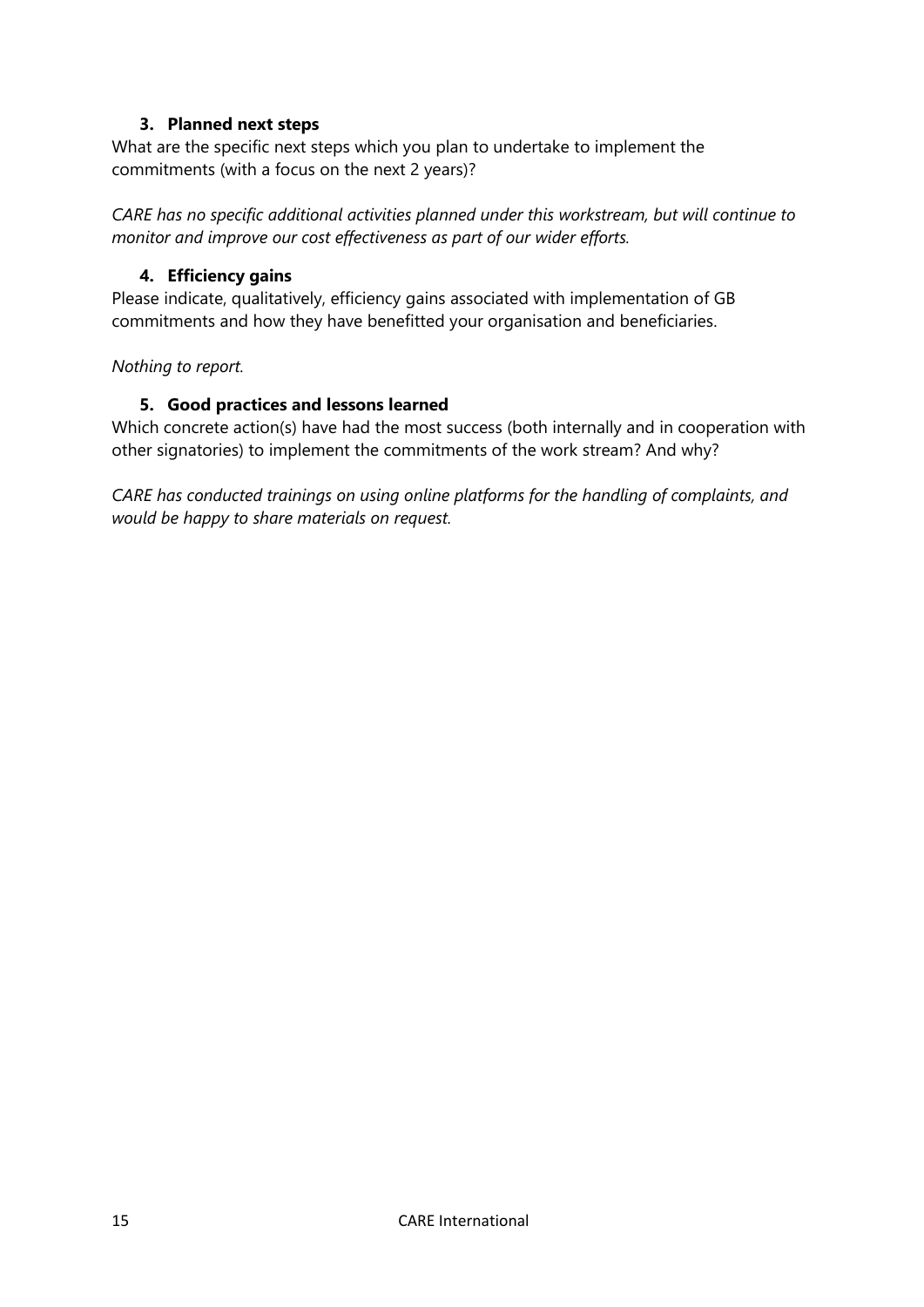### 3. Planned next steps

What are the specific next steps which you plan to undertake to implement the commitments (with a focus on the next 2 years)?

*CARE has no specific additional activities planned under this workstream, but will continue to monitor and improve our cost effectiveness as part of our wider efforts.*

### 4. Efficiency gains

Please indicate, qualitatively, efficiency gains associated with implementation of GB commitments and how they have benefitted your organisation and beneficiaries.

*Nothing to report.*

### 5. Good practices and lessons learned

Which concrete action(s) have had the most success (both internally and in cooperation with other signatories) to implement the commitments of the work stream? And why?

*CARE has conducted trainings on using online platforms for the handling of complaints, and would be happy to share materials on request.*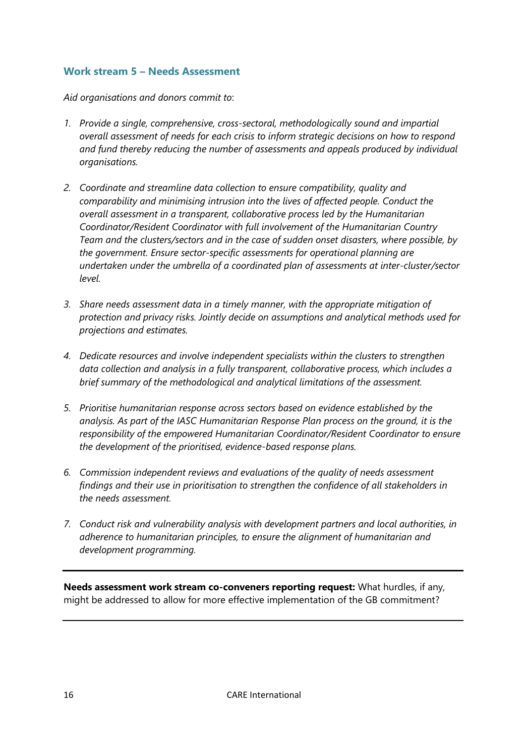### Work stream 5 – Needs Assessment

*Aid organisations and donors commit to*:

1. *Provide a single, comprehensive, cross-sectoral, methodologically sound and impartial overall assessment of needs for each crisis to inform strategic decisions on how to respond and fund thereby reducing the number of assessments and appeals produced by individual organisations.*

2. *Coordinate and streamline data collection to ensure compatibility, quality and comparability and minimising intrusion into the lives of affected people. Conduct the overall assessment in a transparent, collaborative process led by the Humanitarian Coordinator/Resident Coordinator with full involvement of the Humanitarian Country Team and the clusters/sectors and in the case of sudden onset disasters, where possible, by the government. Ensure sector-specific assessments for operational planning are undertaken under the umbrella of a coordinated plan of assessments at inter-cluster/sector level.*

3. *Share needs assessment data in a timely manner, with the appropriate mitigation of protection and privacy risks. Jointly decide on assumptions and analytical methods used for projections and estimates.*

4. *Dedicate resources and involve independent specialists within the clusters to strengthen data collection and analysis in a fully transparent, collaborative process, which includes a brief summary of the methodological and analytical limitations of the assessment.*

5. *Prioritise humanitarian response across sectors based on evidence established by the analysis. As part of the IASC Humanitarian Response Plan process on the ground, it is the responsibility of the empowered Humanitarian Coordinator/Resident Coordinator to ensure the development of the prioritised, evidence-based response plans.*

6. *Commission independent reviews and evaluations of the quality of needs assessment findings and their use in prioritisation to strengthen the confidence of all stakeholders in the needs assessment.*

7. *Conduct risk and vulnerability analysis with development partners and local authorities, in adherence to humanitarian principles, to ensure the alignment of humanitarian and development programming.*

---

**Needs assessment work stream co-conveners reporting request:** What hurdles, if any, might be addressed to allow for more effective implementation of the GB commitment?

---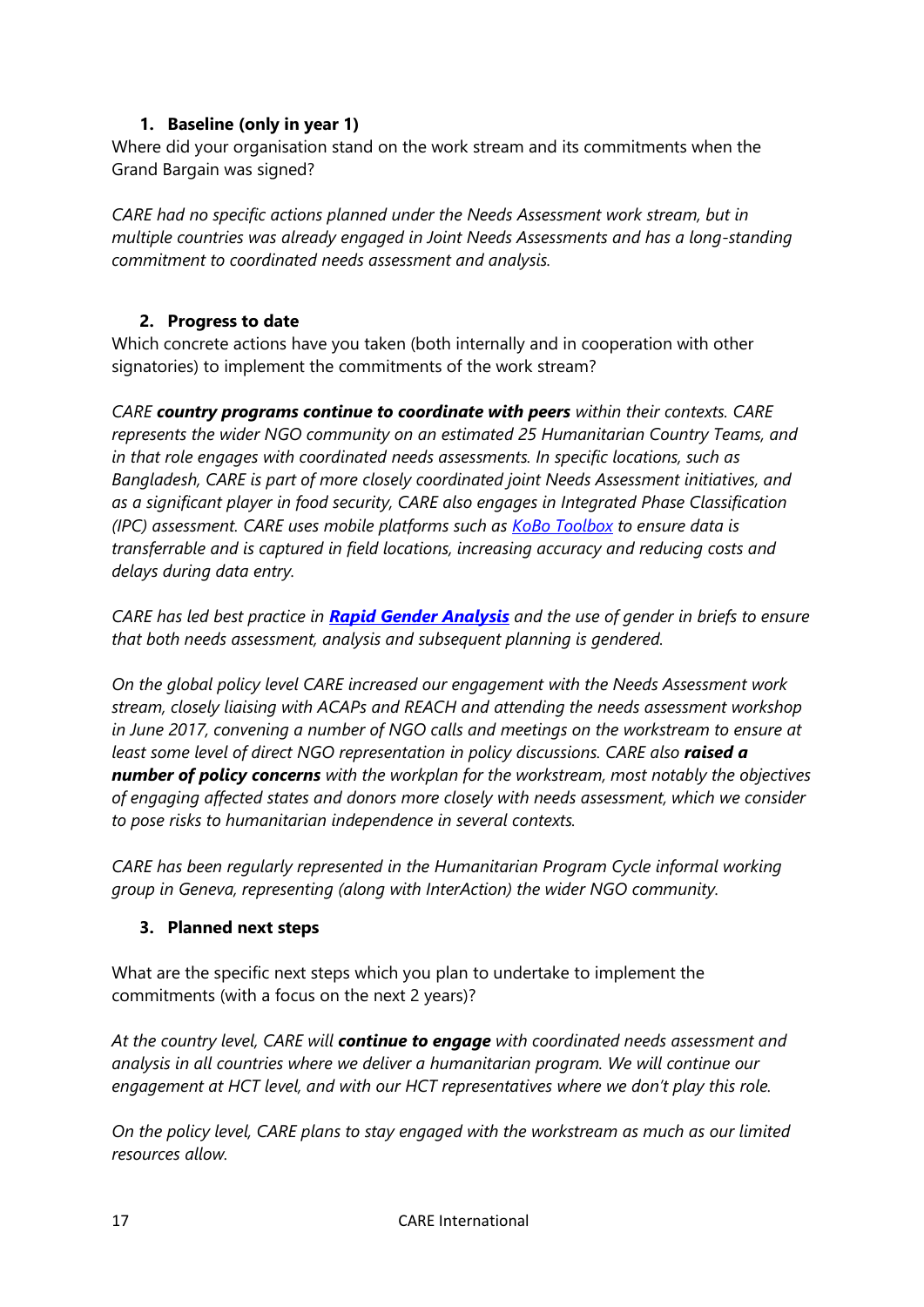### 1. Baseline (only in year 1)

Where did your organisation stand on the work stream and its commitments when the Grand Bargain was signed?

*CARE had no specific actions planned under the Needs Assessment work stream, but in multiple countries was already engaged in Joint Needs Assessments and has a long-standing commitment to coordinated needs assessment and analysis.*

### 2. Progress to date

Which concrete actions have you taken (both internally and in cooperation with other signatories) to implement the commitments of the work stream?

*CARE* ***country programs continue to coordinate with peers*** *within their contexts. CARE represents the wider NGO community on an estimated 25 Humanitarian Country Teams, and in that role engages with coordinated needs assessments. In specific locations, such as Bangladesh, CARE is part of more closely coordinated joint Needs Assessment initiatives, and as a significant player in food security, CARE also engages in Integrated Phase Classification (IPC) assessment. CARE uses mobile platforms such as KoBo Toolbox to ensure data is transferrable and is captured in field locations, increasing accuracy and reducing costs and delays during data entry.*

*CARE has led best practice in* ***Rapid Gender Analysis*** *and the use of gender in briefs to ensure that both needs assessment, analysis and subsequent planning is gendered.*

*On the global policy level CARE increased our engagement with the Needs Assessment work stream, closely liaising with ACAPs and REACH and attending the needs assessment workshop in June 2017, convening a number of NGO calls and meetings on the workstream to ensure at least some level of direct NGO representation in policy discussions. CARE also* ***raised a number of policy concerns*** *with the workplan for the workstream, most notably the objectives of engaging affected states and donors more closely with needs assessment, which we consider to pose risks to humanitarian independence in several contexts.*

*CARE has been regularly represented in the Humanitarian Program Cycle informal working group in Geneva, representing (along with InterAction) the wider NGO community.*

### 3. Planned next steps

What are the specific next steps which you plan to undertake to implement the commitments (with a focus on the next 2 years)?

*At the country level, CARE will* ***continue to engage*** *with coordinated needs assessment and analysis in all countries where we deliver a humanitarian program. We will continue our engagement at HCT level, and with our HCT representatives where we don't play this role.*

*On the policy level, CARE plans to stay engaged with the workstream as much as our limited resources allow.*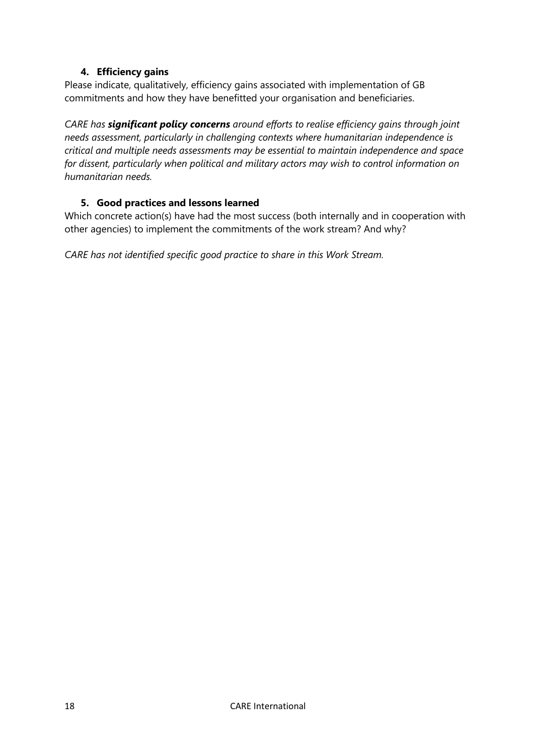### 4. Efficiency gains

Please indicate, qualitatively, efficiency gains associated with implementation of GB commitments and how they have benefitted your organisation and beneficiaries.

*CARE has **significant policy concerns** around efforts to realise efficiency gains through joint needs assessment, particularly in challenging contexts where humanitarian independence is critical and multiple needs assessments may be essential to maintain independence and space for dissent, particularly when political and military actors may wish to control information on humanitarian needs.*

### 5. Good practices and lessons learned

Which concrete action(s) have had the most success (both internally and in cooperation with other agencies) to implement the commitments of the work stream? And why?

*CARE has not identified specific good practice to share in this Work Stream.*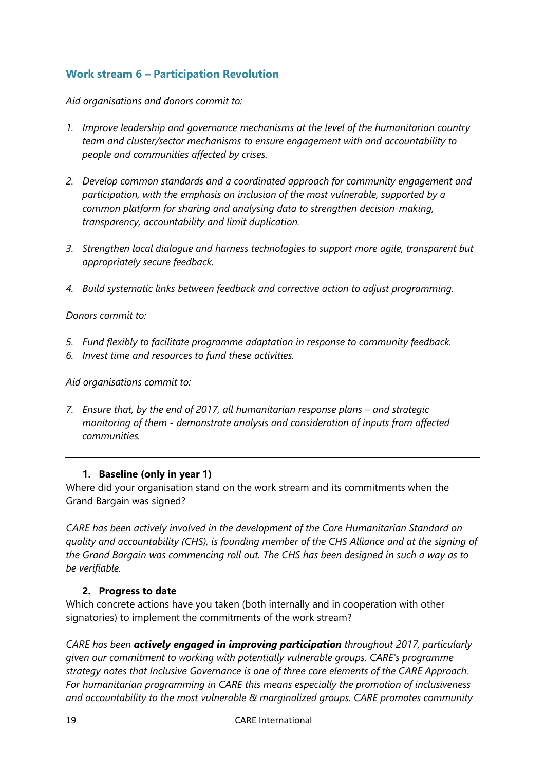## Work stream 6 – Participation Revolution

*Aid organisations and donors commit to:*

1. *Improve leadership and governance mechanisms at the level of the humanitarian country team and cluster/sector mechanisms to ensure engagement with and accountability to people and communities affected by crises.*

2. *Develop common standards and a coordinated approach for community engagement and participation, with the emphasis on inclusion of the most vulnerable, supported by a common platform for sharing and analysing data to strengthen decision-making, transparency, accountability and limit duplication.*

3. *Strengthen local dialogue and harness technologies to support more agile, transparent but appropriately secure feedback.*

4. *Build systematic links between feedback and corrective action to adjust programming.*

*Donors commit to:*

5. *Fund flexibly to facilitate programme adaptation in response to community feedback.*
6. *Invest time and resources to fund these activities.*

*Aid organisations commit to:*

7. *Ensure that, by the end of 2017, all humanitarian response plans – and strategic monitoring of them - demonstrate analysis and consideration of inputs from affected communities.*

---

1. **Baseline (only in year 1)**

Where did your organisation stand on the work stream and its commitments when the Grand Bargain was signed?

*CARE has been actively involved in the development of the Core Humanitarian Standard on quality and accountability (CHS), is founding member of the CHS Alliance and at the signing of the Grand Bargain was commencing roll out. The CHS has been designed in such a way as to be verifiable.*

2. **Progress to date**

Which concrete actions have you taken (both internally and in cooperation with other signatories) to implement the commitments of the work stream?

*CARE has been* ***actively engaged in improving participation*** *throughout 2017, particularly given our commitment to working with potentially vulnerable groups. CARE's programme strategy notes that Inclusive Governance is one of three core elements of the CARE Approach. For humanitarian programming in CARE this means especially the promotion of inclusiveness and accountability to the most vulnerable & marginalized groups. CARE promotes community*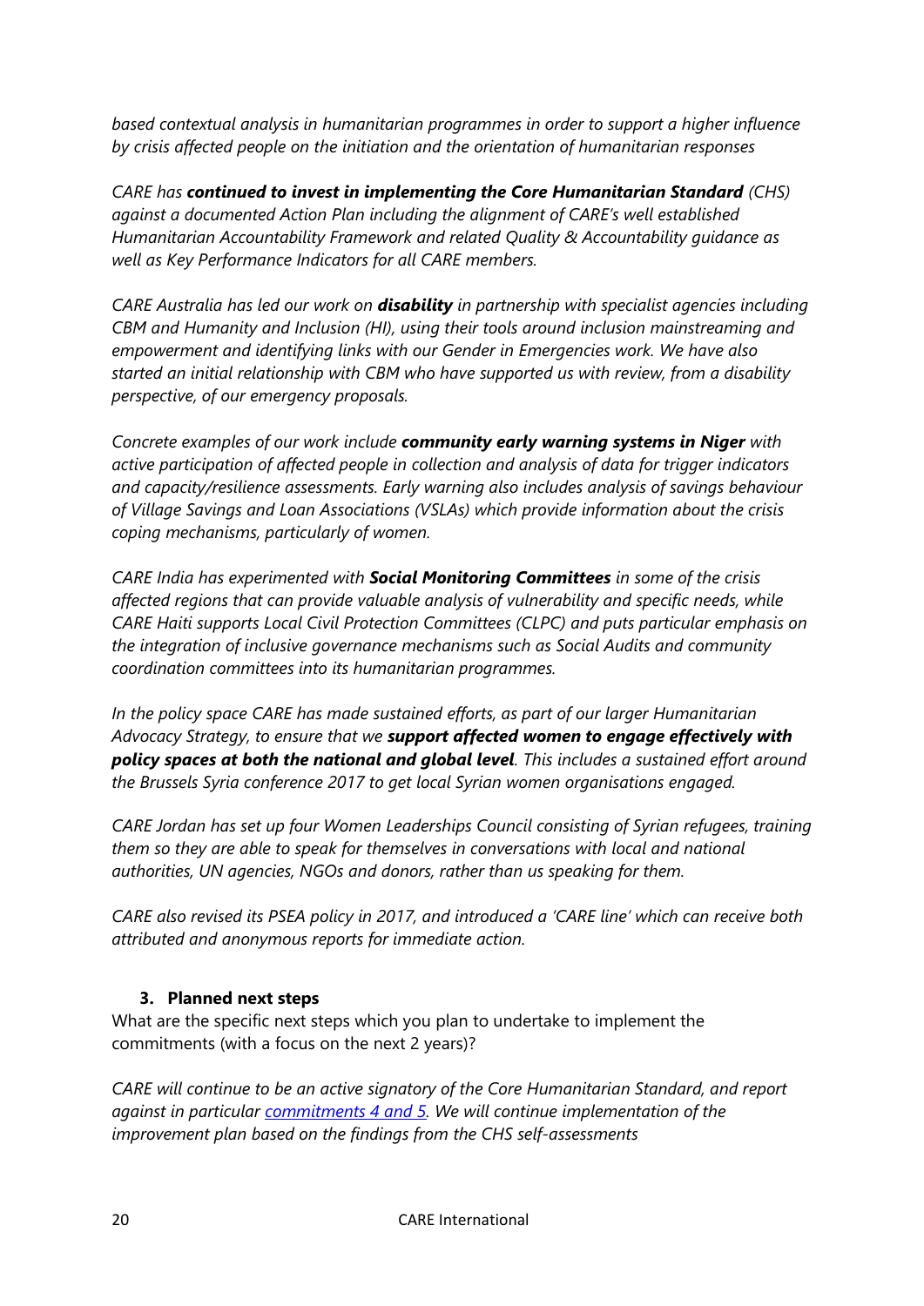*based contextual analysis in humanitarian programmes in order to support a higher influence by crisis affected people on the initiation and the orientation of humanitarian responses*

*CARE has **continued to invest in implementing the Core Humanitarian Standard** (CHS) against a documented Action Plan including the alignment of CARE's well established Humanitarian Accountability Framework and related Quality & Accountability guidance as well as Key Performance Indicators for all CARE members.*

*CARE Australia has led our work on **disability** in partnership with specialist agencies including CBM and Humanity and Inclusion (HI), using their tools around inclusion mainstreaming and empowerment and identifying links with our Gender in Emergencies work. We have also started an initial relationship with CBM who have supported us with review, from a disability perspective, of our emergency proposals.*

*Concrete examples of our work include **community early warning systems in Niger** with active participation of affected people in collection and analysis of data for trigger indicators and capacity/resilience assessments. Early warning also includes analysis of savings behaviour of Village Savings and Loan Associations (VSLAs) which provide information about the crisis coping mechanisms, particularly of women.*

*CARE India has experimented with **Social Monitoring Committees** in some of the crisis affected regions that can provide valuable analysis of vulnerability and specific needs, while CARE Haiti supports Local Civil Protection Committees (CLPC) and puts particular emphasis on the integration of inclusive governance mechanisms such as Social Audits and community coordination committees into its humanitarian programmes.*

*In the policy space CARE has made sustained efforts, as part of our larger Humanitarian Advocacy Strategy, to ensure that we **support affected women to engage effectively with policy spaces at both the national and global level**. This includes a sustained effort around the Brussels Syria conference 2017 to get local Syrian women organisations engaged.*

*CARE Jordan has set up four Women Leaderships Council consisting of Syrian refugees, training them so they are able to speak for themselves in conversations with local and national authorities, UN agencies, NGOs and donors, rather than us speaking for them.*

*CARE also revised its PSEA policy in 2017, and introduced a 'CARE line' which can receive both attributed and anonymous reports for immediate action.*

### 3. Planned next steps

What are the specific next steps which you plan to undertake to implement the commitments (with a focus on the next 2 years)?

*CARE will continue to be an active signatory of the Core Humanitarian Standard, and report against in particular commitments 4 and 5. We will continue implementation of the improvement plan based on the findings from the CHS self-assessments*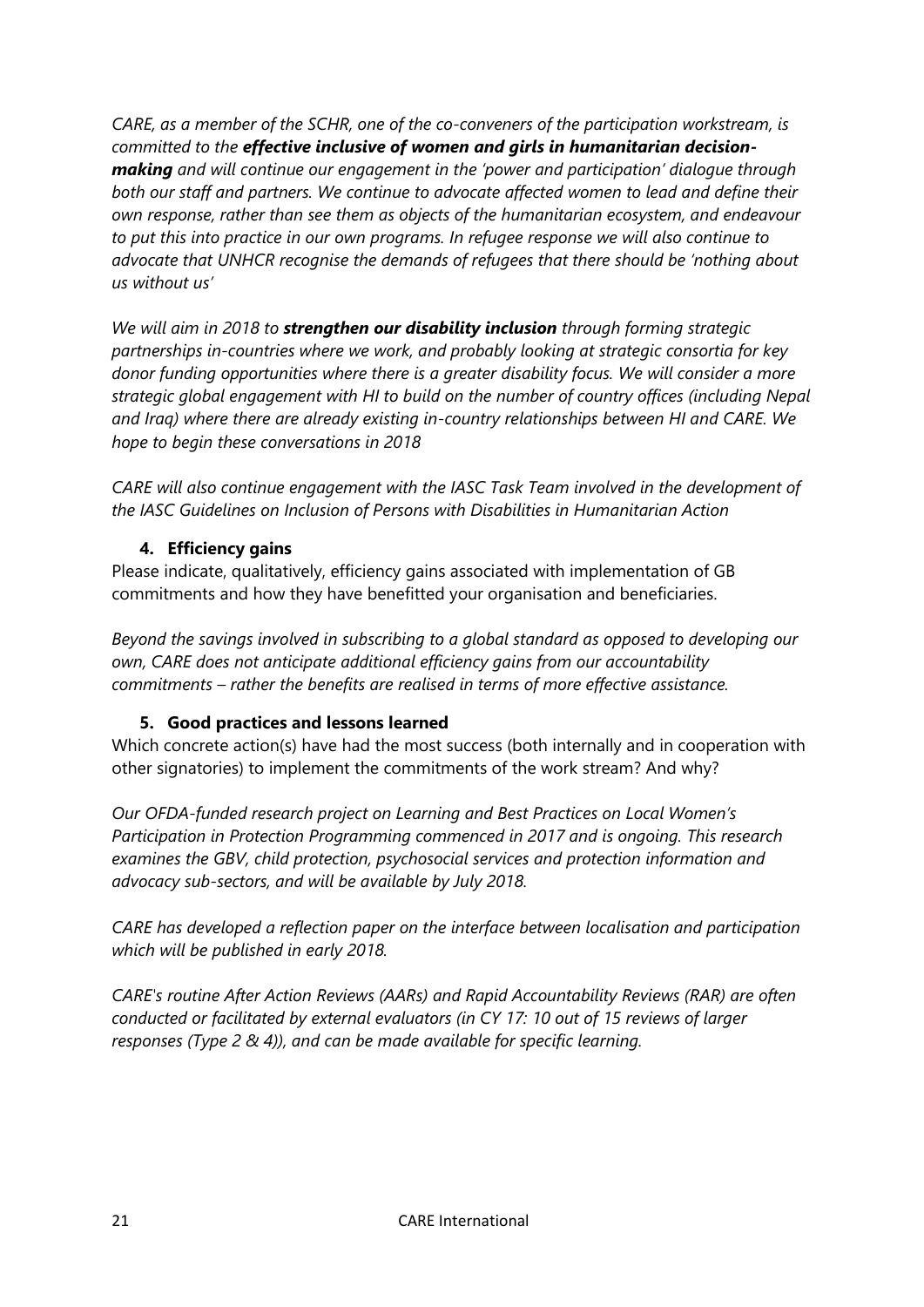*CARE, as a member of the SCHR, one of the co-conveners of the participation workstream, is committed to the **effective inclusive of women and girls in humanitarian decision-making** and will continue our engagement in the 'power and participation' dialogue through both our staff and partners. We continue to advocate affected women to lead and define their own response, rather than see them as objects of the humanitarian ecosystem, and endeavour to put this into practice in our own programs. In refugee response we will also continue to advocate that UNHCR recognise the demands of refugees that there should be 'nothing about us without us'*

*We will aim in 2018 to **strengthen our disability inclusion** through forming strategic partnerships in-countries where we work, and probably looking at strategic consortia for key donor funding opportunities where there is a greater disability focus. We will consider a more strategic global engagement with HI to build on the number of country offices (including Nepal and Iraq) where there are already existing in-country relationships between HI and CARE. We hope to begin these conversations in 2018*

*CARE will also continue engagement with the IASC Task Team involved in the development of the IASC Guidelines on Inclusion of Persons with Disabilities in Humanitarian Action*

### 4. Efficiency gains

Please indicate, qualitatively, efficiency gains associated with implementation of GB commitments and how they have benefitted your organisation and beneficiaries.

*Beyond the savings involved in subscribing to a global standard as opposed to developing our own, CARE does not anticipate additional efficiency gains from our accountability commitments – rather the benefits are realised in terms of more effective assistance.*

### 5. Good practices and lessons learned

Which concrete action(s) have had the most success (both internally and in cooperation with other signatories) to implement the commitments of the work stream? And why?

*Our OFDA-funded research project on Learning and Best Practices on Local Women's Participation in Protection Programming commenced in 2017 and is ongoing. This research examines the GBV, child protection, psychosocial services and protection information and advocacy sub-sectors, and will be available by July 2018.*

*CARE has developed a reflection paper on the interface between localisation and participation which will be published in early 2018.*

*CARE's routine After Action Reviews (AARs) and Rapid Accountability Reviews (RAR) are often conducted or facilitated by external evaluators (in CY 17: 10 out of 15 reviews of larger responses (Type 2 & 4)), and can be made available for specific learning.*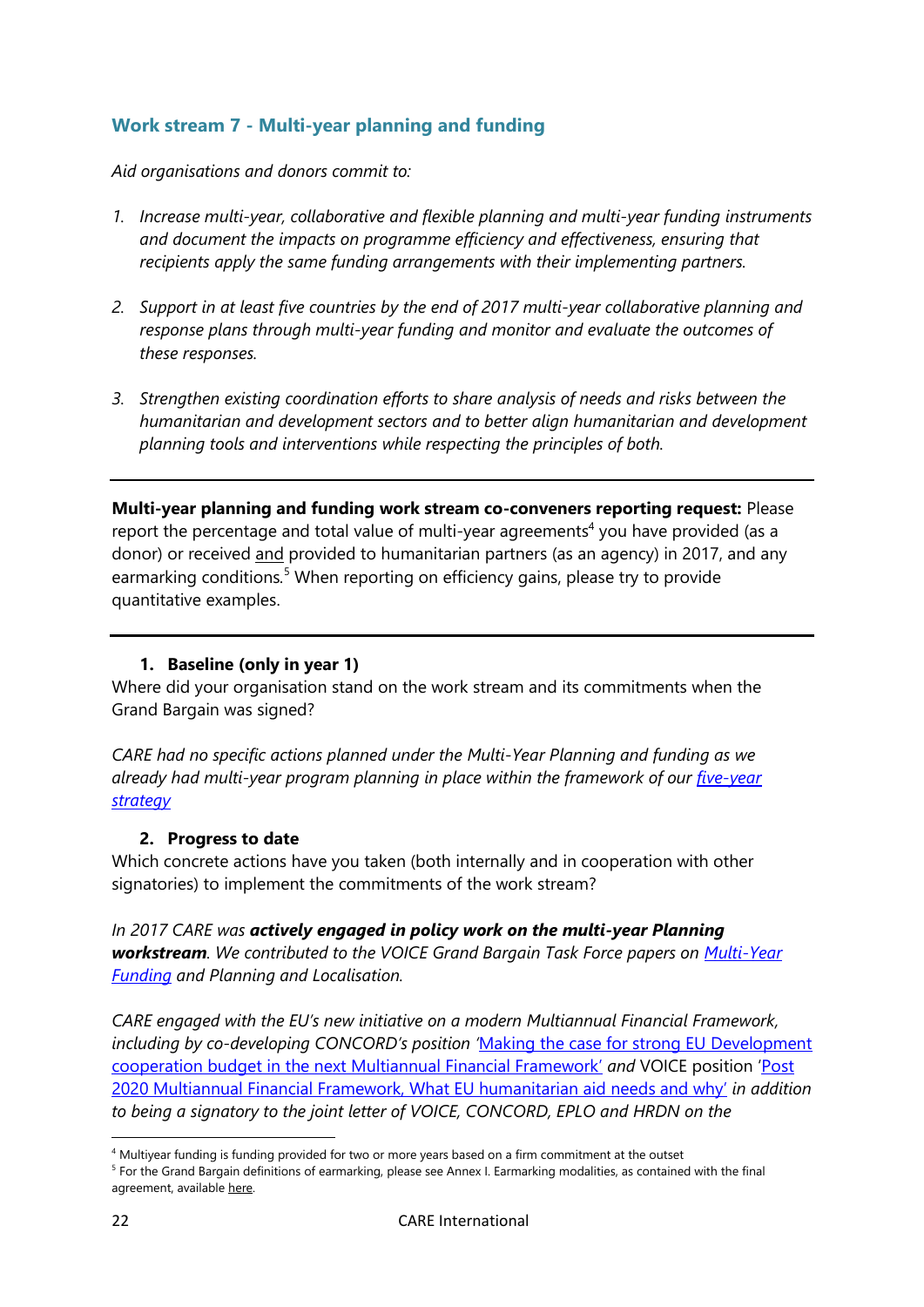## Work stream 7 - Multi-year planning and funding

*Aid organisations and donors commit to:*

1. *Increase multi-year, collaborative and flexible planning and multi-year funding instruments and document the impacts on programme efficiency and effectiveness, ensuring that recipients apply the same funding arrangements with their implementing partners.*

2. *Support in at least five countries by the end of 2017 multi-year collaborative planning and response plans through multi-year funding and monitor and evaluate the outcomes of these responses.*

3. *Strengthen existing coordination efforts to share analysis of needs and risks between the humanitarian and development sectors and to better align humanitarian and development planning tools and interventions while respecting the principles of both.*

---

**Multi-year planning and funding work stream co-conveners reporting request:** Please report the percentage and total value of multi-year agreements[4] you have provided (as a donor) or received and provided to humanitarian partners (as an agency) in 2017, and any earmarking conditions.[5] When reporting on efficiency gains, please try to provide quantitative examples.

---

### 1. Baseline (only in year 1)

Where did your organisation stand on the work stream and its commitments when the Grand Bargain was signed?

*CARE had no specific actions planned under the Multi-Year Planning and funding as we already had multi-year program planning in place within the framework of our five-year strategy*

### 2. Progress to date

Which concrete actions have you taken (both internally and in cooperation with other signatories) to implement the commitments of the work stream?

*In 2017 CARE was **actively engaged in policy work on the multi-year Planning workstream**. We contributed to the VOICE Grand Bargain Task Force papers on Multi-Year Funding and Planning and Localisation.*

*CARE engaged with the EU's new initiative on a modern Multiannual Financial Framework, including by co-developing CONCORD's position 'Making the case for strong EU Development cooperation budget in the next Multiannual Financial Framework' and* VOICE position *'Post 2020 Multiannual Financial Framework, What EU humanitarian aid needs and why' in addition to being a signatory to the joint letter of VOICE, CONCORD, EPLO and HRDN on the*

---

[4] Multiyear funding is funding provided for two or more years based on a firm commitment at the outset

[5] For the Grand Bargain definitions of earmarking, please see Annex I. Earmarking modalities, as contained with the final agreement, available here.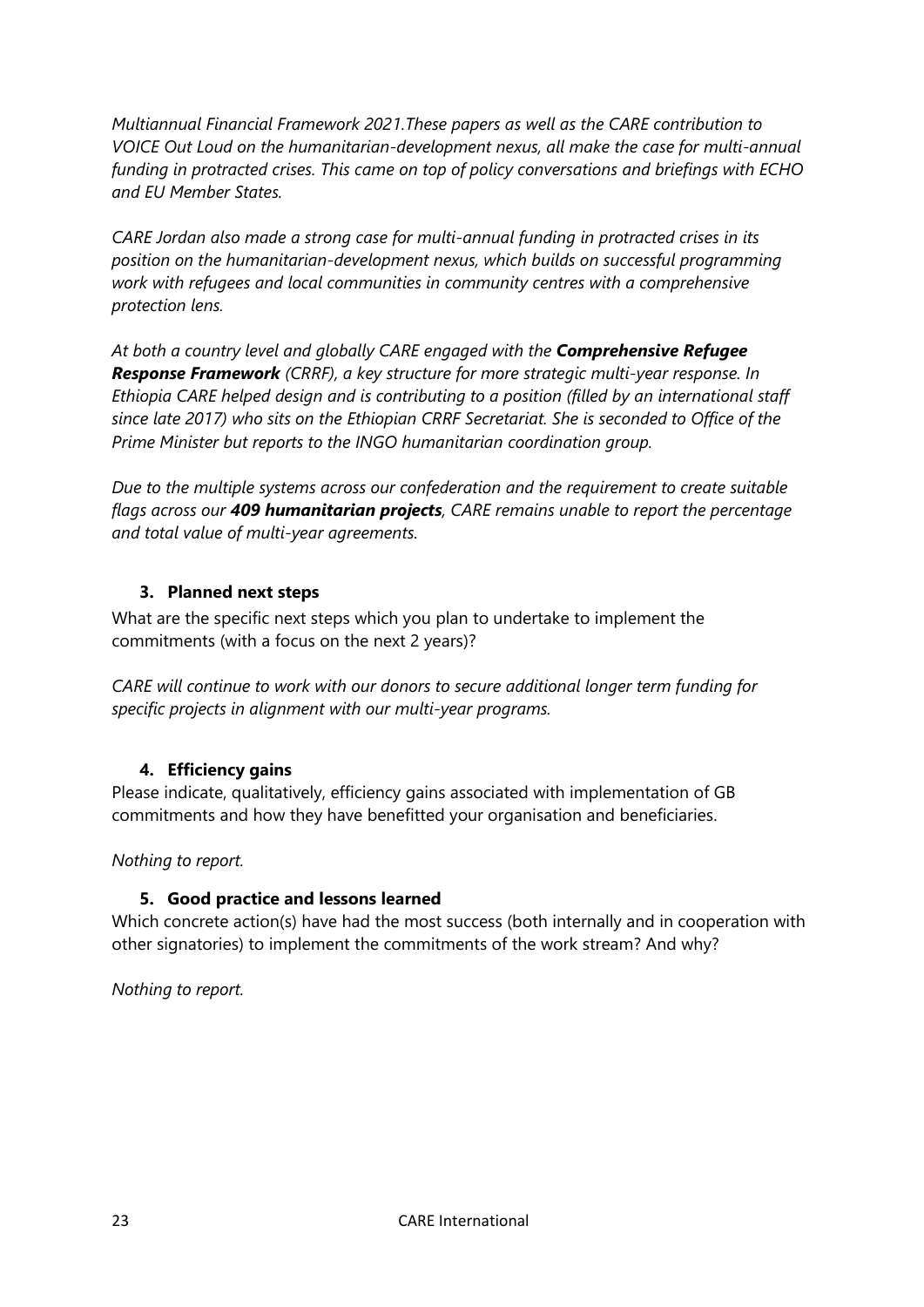*Multiannual Financial Framework 2021.These papers as well as the CARE contribution to VOICE Out Loud on the humanitarian-development nexus, all make the case for multi-annual funding in protracted crises. This came on top of policy conversations and briefings with ECHO and EU Member States.*

*CARE Jordan also made a strong case for multi-annual funding in protracted crises in its position on the humanitarian-development nexus, which builds on successful programming work with refugees and local communities in community centres with a comprehensive protection lens.*

*At both a country level and globally CARE engaged with the* ***Comprehensive Refugee Response Framework*** *(CRRF), a key structure for more strategic multi-year response. In Ethiopia CARE helped design and is contributing to a position (filled by an international staff since late 2017) who sits on the Ethiopian CRRF Secretariat. She is seconded to Office of the Prime Minister but reports to the INGO humanitarian coordination group.*

*Due to the multiple systems across our confederation and the requirement to create suitable flags across our* ***409 humanitarian projects****, CARE remains unable to report the percentage and total value of multi-year agreements.*

### 3. Planned next steps

What are the specific next steps which you plan to undertake to implement the commitments (with a focus on the next 2 years)?

*CARE will continue to work with our donors to secure additional longer term funding for specific projects in alignment with our multi-year programs.*

### 4. Efficiency gains

Please indicate, qualitatively, efficiency gains associated with implementation of GB commitments and how they have benefitted your organisation and beneficiaries.

*Nothing to report.*

### 5. Good practice and lessons learned

Which concrete action(s) have had the most success (both internally and in cooperation with other signatories) to implement the commitments of the work stream? And why?

*Nothing to report.*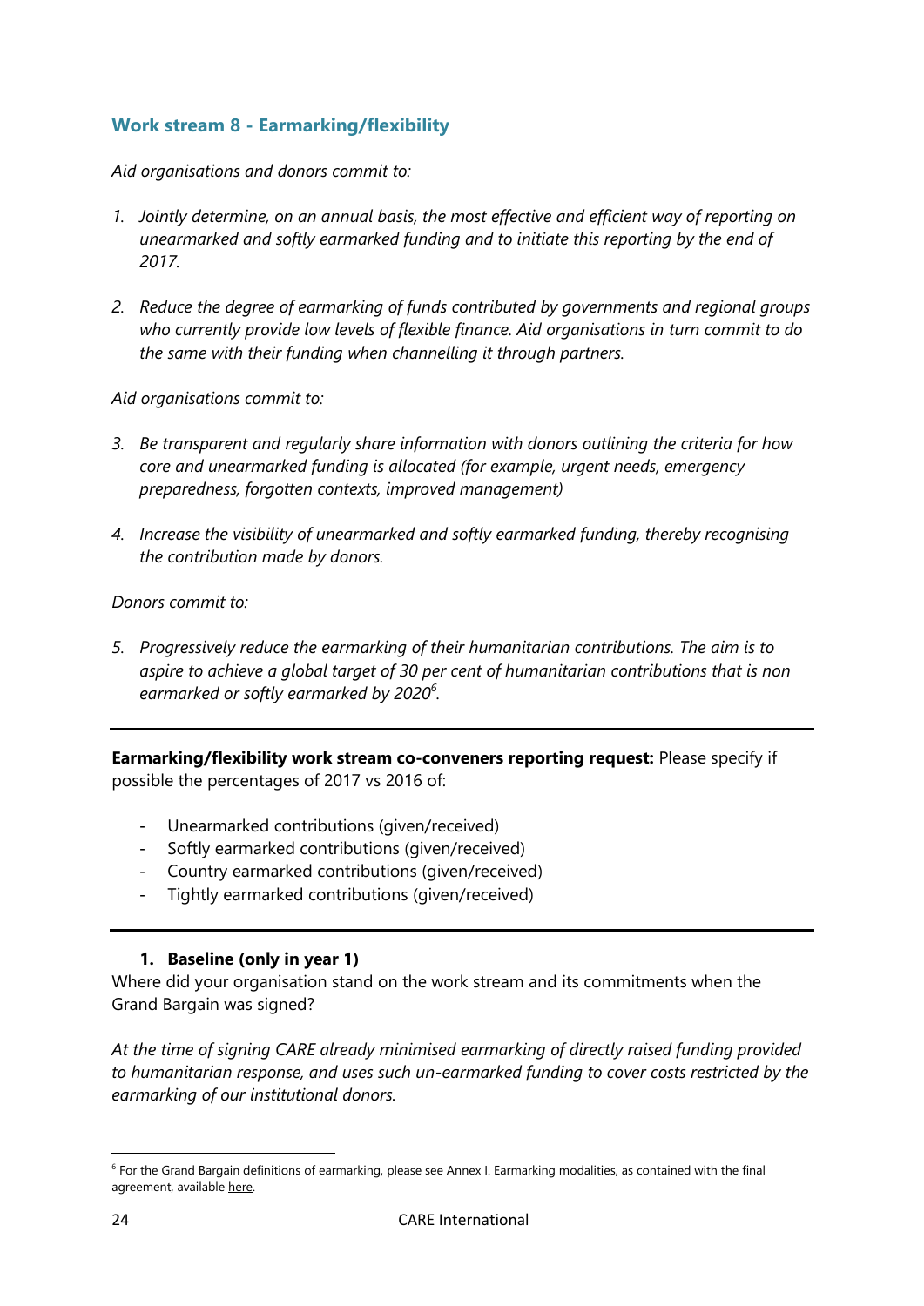## Work stream 8 - Earmarking/flexibility

*Aid organisations and donors commit to:*

1. *Jointly determine, on an annual basis, the most effective and efficient way of reporting on unearmarked and softly earmarked funding and to initiate this reporting by the end of 2017.*

2. *Reduce the degree of earmarking of funds contributed by governments and regional groups who currently provide low levels of flexible finance. Aid organisations in turn commit to do the same with their funding when channelling it through partners.*

*Aid organisations commit to:*

3. *Be transparent and regularly share information with donors outlining the criteria for how core and unearmarked funding is allocated (for example, urgent needs, emergency preparedness, forgotten contexts, improved management)*

4. *Increase the visibility of unearmarked and softly earmarked funding, thereby recognising the contribution made by donors.*

*Donors commit to:*

5. *Progressively reduce the earmarking of their humanitarian contributions. The aim is to aspire to achieve a global target of 30 per cent of humanitarian contributions that is non earmarked or softly earmarked by 2020[6].*

---

**Earmarking/flexibility work stream co-conveners reporting request:** Please specify if possible the percentages of 2017 vs 2016 of:

- Unearmarked contributions (given/received)
- Softly earmarked contributions (given/received)
- Country earmarked contributions (given/received)
- Tightly earmarked contributions (given/received)

---

### 1. Baseline (only in year 1)

Where did your organisation stand on the work stream and its commitments when the Grand Bargain was signed?

*At the time of signing CARE already minimised earmarking of directly raised funding provided to humanitarian response, and uses such un-earmarked funding to cover costs restricted by the earmarking of our institutional donors.*

---

[6] For the Grand Bargain definitions of earmarking, please see Annex I. Earmarking modalities, as contained with the final agreement, available here.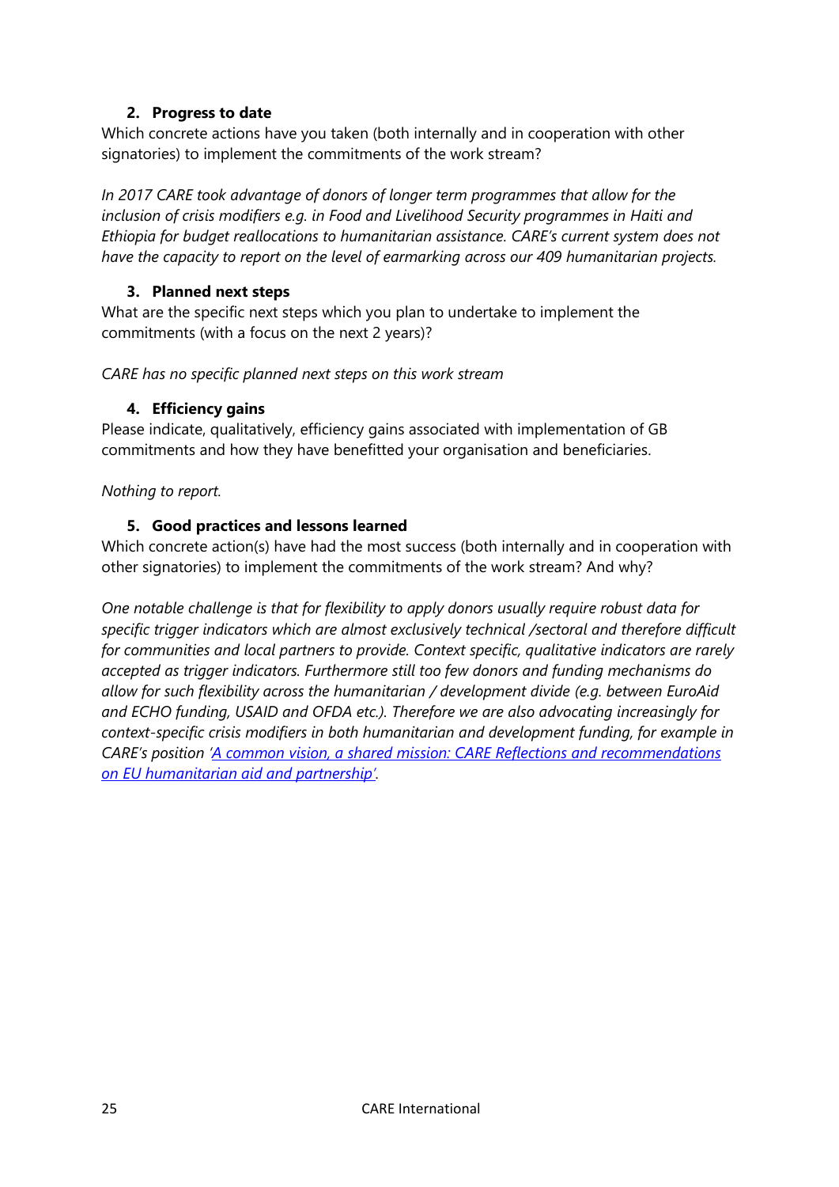### 2. Progress to date

Which concrete actions have you taken (both internally and in cooperation with other signatories) to implement the commitments of the work stream?

*In 2017 CARE took advantage of donors of longer term programmes that allow for the inclusion of crisis modifiers e.g. in Food and Livelihood Security programmes in Haiti and Ethiopia for budget reallocations to humanitarian assistance. CARE's current system does not have the capacity to report on the level of earmarking across our 409 humanitarian projects.*

### 3. Planned next steps

What are the specific next steps which you plan to undertake to implement the commitments (with a focus on the next 2 years)?

*CARE has no specific planned next steps on this work stream*

### 4. Efficiency gains

Please indicate, qualitatively, efficiency gains associated with implementation of GB commitments and how they have benefitted your organisation and beneficiaries.

*Nothing to report.*

### 5. Good practices and lessons learned

Which concrete action(s) have had the most success (both internally and in cooperation with other signatories) to implement the commitments of the work stream? And why?

*One notable challenge is that for flexibility to apply donors usually require robust data for specific trigger indicators which are almost exclusively technical /sectoral and therefore difficult for communities and local partners to provide. Context specific, qualitative indicators are rarely accepted as trigger indicators. Furthermore still too few donors and funding mechanisms do allow for such flexibility across the humanitarian / development divide (e.g. between EuroAid and ECHO funding, USAID and OFDA etc.). Therefore we are also advocating increasingly for context-specific crisis modifiers in both humanitarian and development funding, for example in CARE's position 'A common vision, a shared mission: CARE Reflections and recommendations on EU humanitarian aid and partnership'.*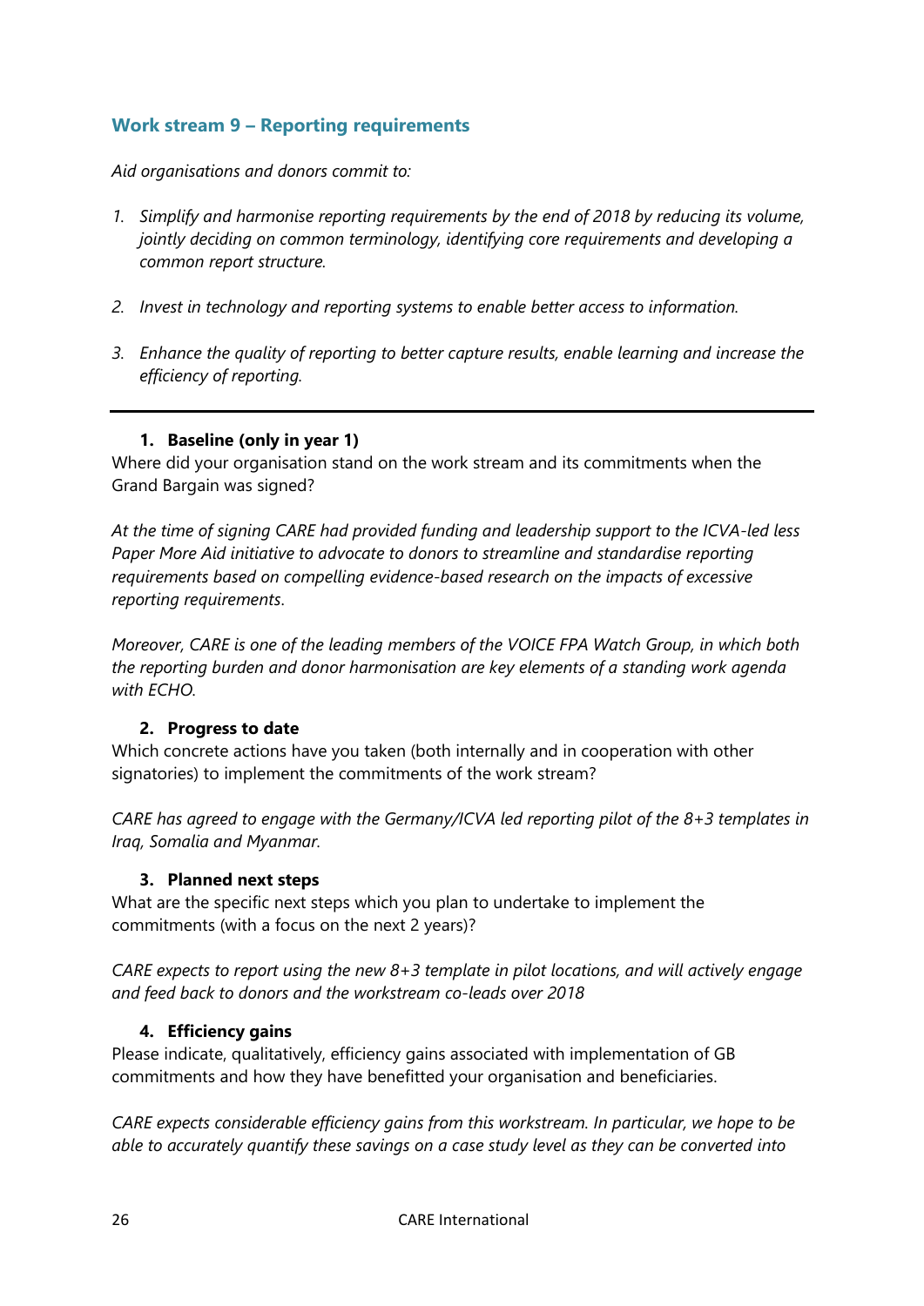## Work stream 9 – Reporting requirements

*Aid organisations and donors commit to:*

1. *Simplify and harmonise reporting requirements by the end of 2018 by reducing its volume, jointly deciding on common terminology, identifying core requirements and developing a common report structure.*
2. *Invest in technology and reporting systems to enable better access to information.*
3. *Enhance the quality of reporting to better capture results, enable learning and increase the efficiency of reporting.*

---

### 1. Baseline (only in year 1)

Where did your organisation stand on the work stream and its commitments when the Grand Bargain was signed?

*At the time of signing CARE had provided funding and leadership support to the ICVA-led less Paper More Aid initiative to advocate to donors to streamline and standardise reporting requirements based on compelling evidence-based research on the impacts of excessive reporting requirements.*

*Moreover, CARE is one of the leading members of the VOICE FPA Watch Group, in which both the reporting burden and donor harmonisation are key elements of a standing work agenda with ECHO.*

### 2. Progress to date

Which concrete actions have you taken (both internally and in cooperation with other signatories) to implement the commitments of the work stream?

*CARE has agreed to engage with the Germany/ICVA led reporting pilot of the 8+3 templates in Iraq, Somalia and Myanmar.*

### 3. Planned next steps

What are the specific next steps which you plan to undertake to implement the commitments (with a focus on the next 2 years)?

*CARE expects to report using the new 8+3 template in pilot locations, and will actively engage and feed back to donors and the workstream co-leads over 2018*

### 4. Efficiency gains

Please indicate, qualitatively, efficiency gains associated with implementation of GB commitments and how they have benefitted your organisation and beneficiaries.

*CARE expects considerable efficiency gains from this workstream. In particular, we hope to be able to accurately quantify these savings on a case study level as they can be converted into*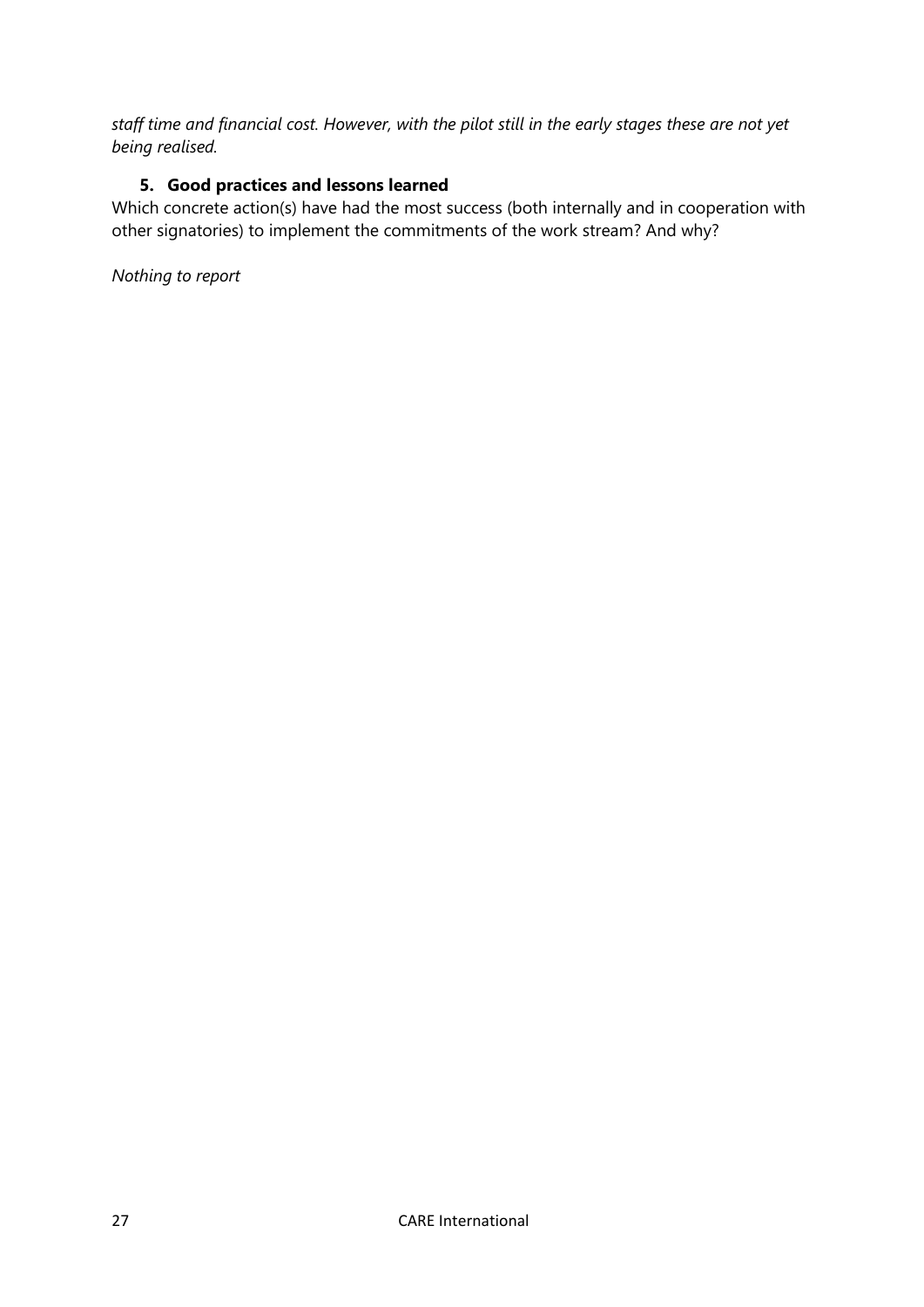*staff time and financial cost. However, with the pilot still in the early stages these are not yet being realised.*

### 5. Good practices and lessons learned

Which concrete action(s) have had the most success (both internally and in cooperation with other signatories) to implement the commitments of the work stream? And why?

*Nothing to report*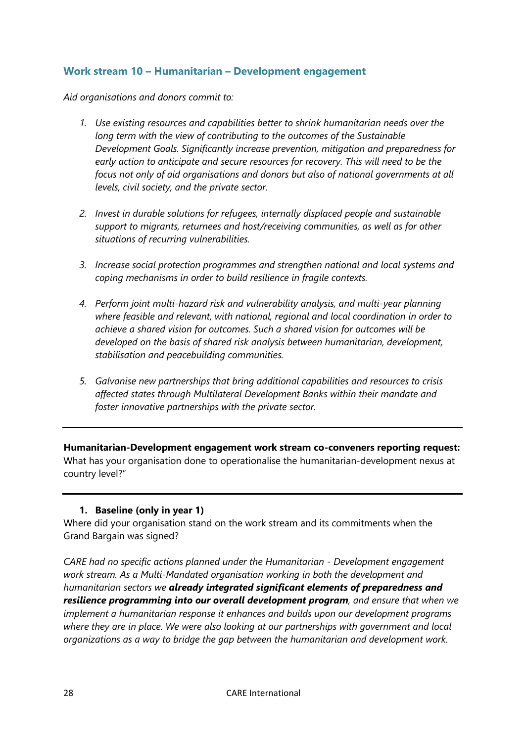### Work stream 10 – Humanitarian – Development engagement

*Aid organisations and donors commit to:*

1. *Use existing resources and capabilities better to shrink humanitarian needs over the long term with the view of contributing to the outcomes of the Sustainable Development Goals. Significantly increase prevention, mitigation and preparedness for early action to anticipate and secure resources for recovery. This will need to be the focus not only of aid organisations and donors but also of national governments at all levels, civil society, and the private sector.*

2. *Invest in durable solutions for refugees, internally displaced people and sustainable support to migrants, returnees and host/receiving communities, as well as for other situations of recurring vulnerabilities.*

3. *Increase social protection programmes and strengthen national and local systems and coping mechanisms in order to build resilience in fragile contexts.*

4. *Perform joint multi-hazard risk and vulnerability analysis, and multi-year planning where feasible and relevant, with national, regional and local coordination in order to achieve a shared vision for outcomes. Such a shared vision for outcomes will be developed on the basis of shared risk analysis between humanitarian, development, stabilisation and peacebuilding communities.*

5. *Galvanise new partnerships that bring additional capabilities and resources to crisis affected states through Multilateral Development Banks within their mandate and foster innovative partnerships with the private sector.*

---

**Humanitarian-Development engagement work stream co-conveners reporting request:** What has your organisation done to operationalise the humanitarian-development nexus at country level?"

---

1. **Baseline (only in year 1)**

Where did your organisation stand on the work stream and its commitments when the Grand Bargain was signed?

*CARE had no specific actions planned under the Humanitarian - Development engagement work stream. As a Multi-Mandated organisation working in both the development and humanitarian sectors we* ***already integrated significant elements of preparedness and resilience programming into our overall development program****, and ensure that when we implement a humanitarian response it enhances and builds upon our development programs where they are in place. We were also looking at our partnerships with government and local organizations as a way to bridge the gap between the humanitarian and development work.*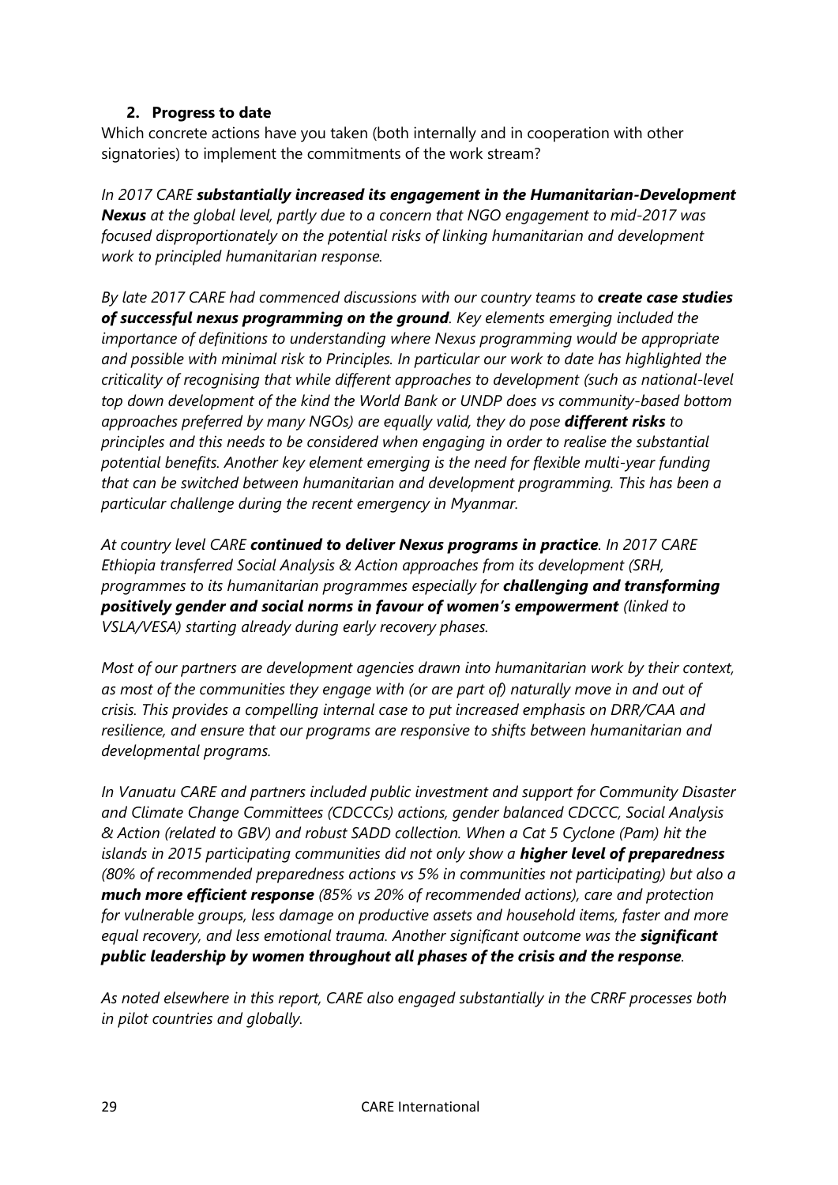## 2. Progress to date

Which concrete actions have you taken (both internally and in cooperation with other signatories) to implement the commitments of the work stream?

*In 2017 CARE **substantially increased its engagement in the Humanitarian-Development Nexus** at the global level, partly due to a concern that NGO engagement to mid-2017 was focused disproportionately on the potential risks of linking humanitarian and development work to principled humanitarian response.*

*By late 2017 CARE had commenced discussions with our country teams to **create case studies of successful nexus programming on the ground**. Key elements emerging included the importance of definitions to understanding where Nexus programming would be appropriate and possible with minimal risk to Principles. In particular our work to date has highlighted the criticality of recognising that while different approaches to development (such as national-level top down development of the kind the World Bank or UNDP does vs community-based bottom approaches preferred by many NGOs) are equally valid, they do pose **different risks** to principles and this needs to be considered when engaging in order to realise the substantial potential benefits. Another key element emerging is the need for flexible multi-year funding that can be switched between humanitarian and development programming. This has been a particular challenge during the recent emergency in Myanmar.*

*At country level CARE **continued to deliver Nexus programs in practice**. In 2017 CARE Ethiopia transferred Social Analysis & Action approaches from its development (SRH, programmes to its humanitarian programmes especially for **challenging and transforming positively gender and social norms in favour of women's empowerment** (linked to VSLA/VESA) starting already during early recovery phases.*

*Most of our partners are development agencies drawn into humanitarian work by their context, as most of the communities they engage with (or are part of) naturally move in and out of crisis. This provides a compelling internal case to put increased emphasis on DRR/CAA and resilience, and ensure that our programs are responsive to shifts between humanitarian and developmental programs.*

*In Vanuatu CARE and partners included public investment and support for Community Disaster and Climate Change Committees (CDCCCs) actions, gender balanced CDCCC, Social Analysis & Action (related to GBV) and robust SADD collection. When a Cat 5 Cyclone (Pam) hit the islands in 2015 participating communities did not only show a **higher level of preparedness** (80% of recommended preparedness actions vs 5% in communities not participating) but also a **much more efficient response** (85% vs 20% of recommended actions), care and protection for vulnerable groups, less damage on productive assets and household items, faster and more equal recovery, and less emotional trauma. Another significant outcome was the **significant public leadership by women throughout all phases of the crisis and the response**.*

*As noted elsewhere in this report, CARE also engaged substantially in the CRRF processes both in pilot countries and globally.*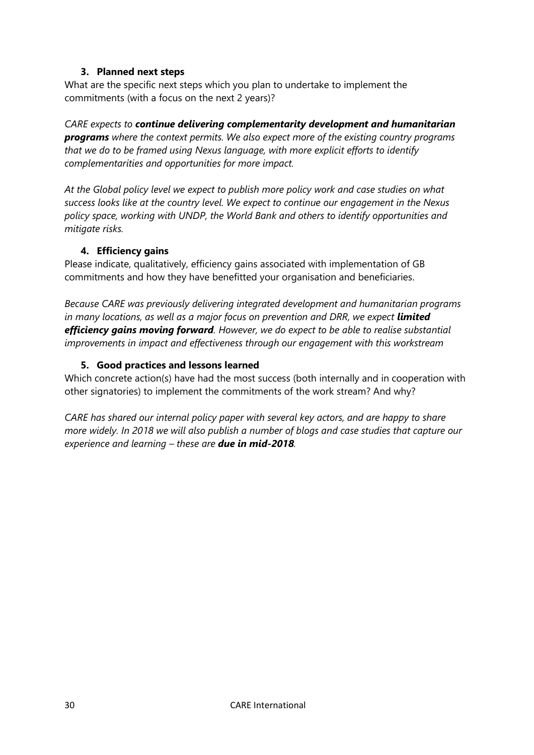### 3. Planned next steps

What are the specific next steps which you plan to undertake to implement the commitments (with a focus on the next 2 years)?

*CARE expects to **continue delivering complementarity development and humanitarian programs** where the context permits. We also expect more of the existing country programs that we do to be framed using Nexus language, with more explicit efforts to identify complementarities and opportunities for more impact.*

*At the Global policy level we expect to publish more policy work and case studies on what success looks like at the country level. We expect to continue our engagement in the Nexus policy space, working with UNDP, the World Bank and others to identify opportunities and mitigate risks.*

### 4. Efficiency gains

Please indicate, qualitatively, efficiency gains associated with implementation of GB commitments and how they have benefitted your organisation and beneficiaries.

*Because CARE was previously delivering integrated development and humanitarian programs in many locations, as well as a major focus on prevention and DRR, we expect **limited efficiency gains moving forward**. However, we do expect to be able to realise substantial improvements in impact and effectiveness through our engagement with this workstream*

### 5. Good practices and lessons learned

Which concrete action(s) have had the most success (both internally and in cooperation with other signatories) to implement the commitments of the work stream? And why?

*CARE has shared our internal policy paper with several key actors, and are happy to share more widely. In 2018 we will also publish a number of blogs and case studies that capture our experience and learning – these are **due in mid-2018**.*